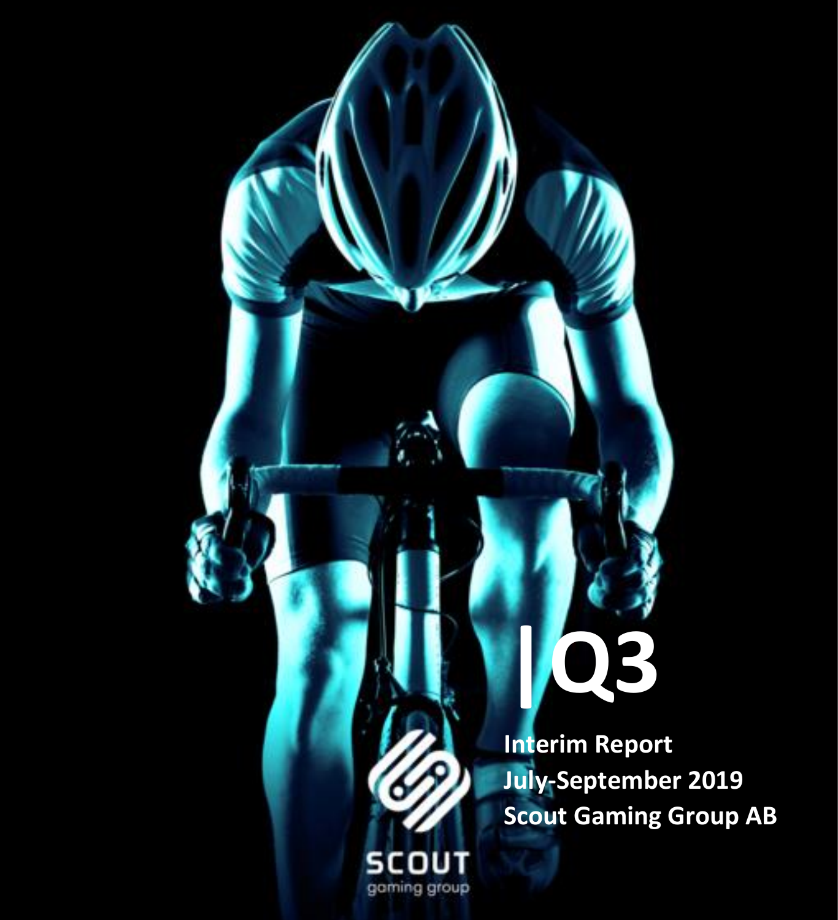# Q3

**Interim Report**
**July-September 2019**
**Scout Gaming Group AB**

SCOUT
gaming group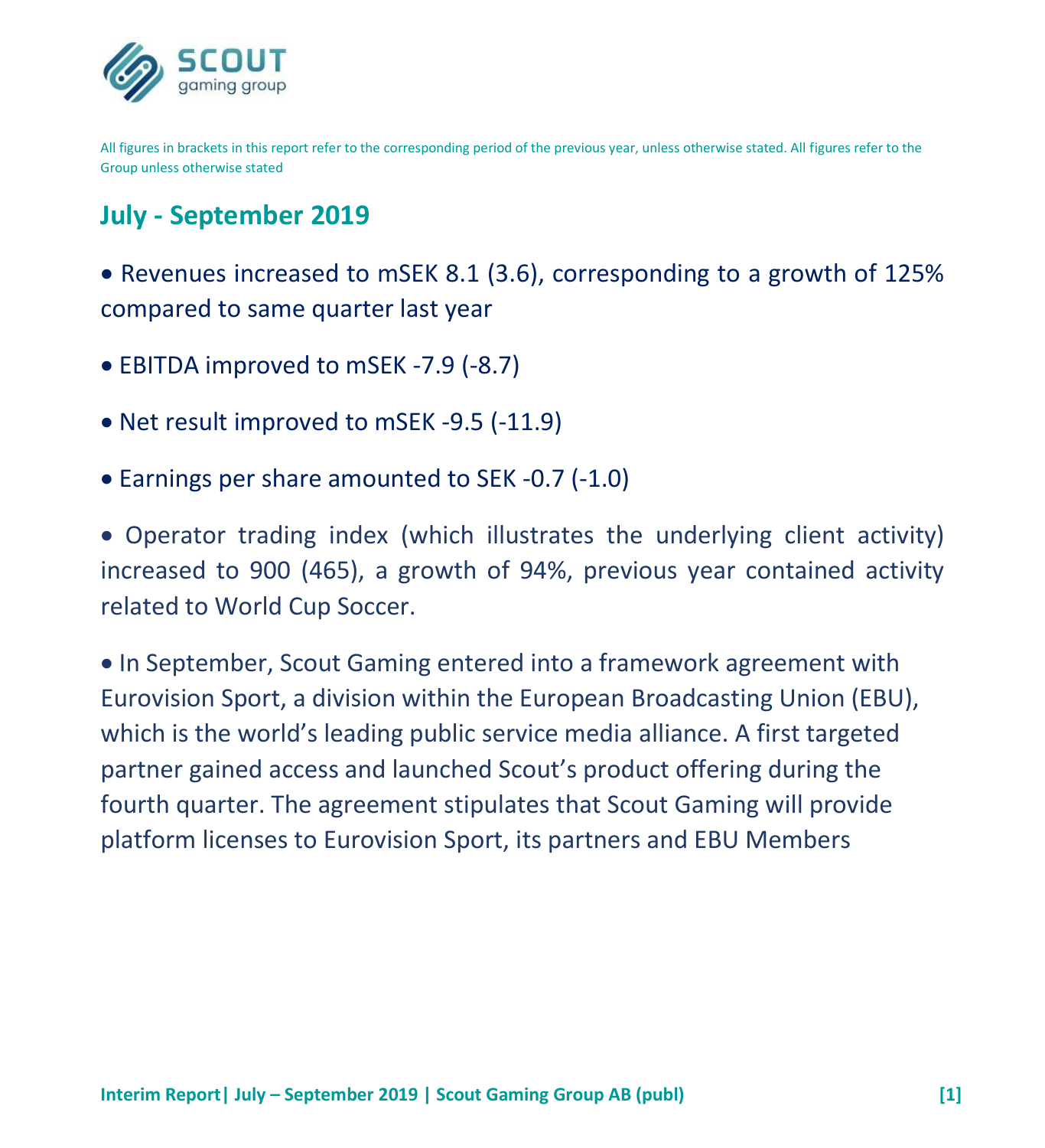All figures in brackets in this report refer to the corresponding period of the previous year, unless otherwise stated. All figures refer to the Group unless otherwise stated

## July - September 2019

- Revenues increased to mSEK 8.1 (3.6), corresponding to a growth of 125% compared to same quarter last year
- EBITDA improved to mSEK -7.9 (-8.7)
- Net result improved to mSEK -9.5 (-11.9)
- Earnings per share amounted to SEK -0.7 (-1.0)
- Operator trading index (which illustrates the underlying client activity) increased to 900 (465), a growth of 94%, previous year contained activity related to World Cup Soccer.
- In September, Scout Gaming entered into a framework agreement with Eurovision Sport, a division within the European Broadcasting Union (EBU), which is the world's leading public service media alliance. A first targeted partner gained access and launched Scout's product offering during the fourth quarter. The agreement stipulates that Scout Gaming will provide platform licenses to Eurovision Sport, its partners and EBU Members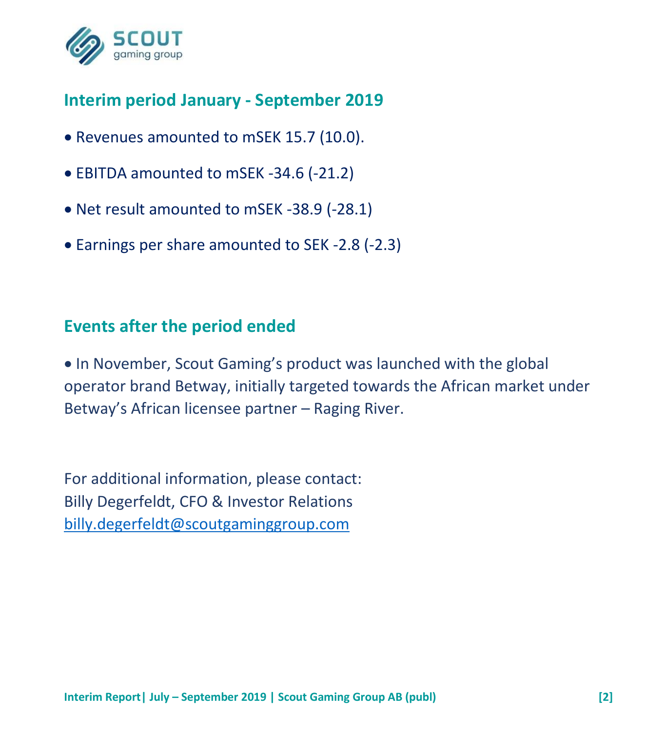## Interim period January - September 2019

- Revenues amounted to mSEK 15.7 (10.0).
- EBITDA amounted to mSEK -34.6 (-21.2)
- Net result amounted to mSEK -38.9 (-28.1)
- Earnings per share amounted to SEK -2.8 (-2.3)

## Events after the period ended

- In November, Scout Gaming's product was launched with the global operator brand Betway, initially targeted towards the African market under Betway's African licensee partner – Raging River.

For additional information, please contact:
Billy Degerfeldt, CFO & Investor Relations
billy.degerfeldt@scoutgaminggroup.com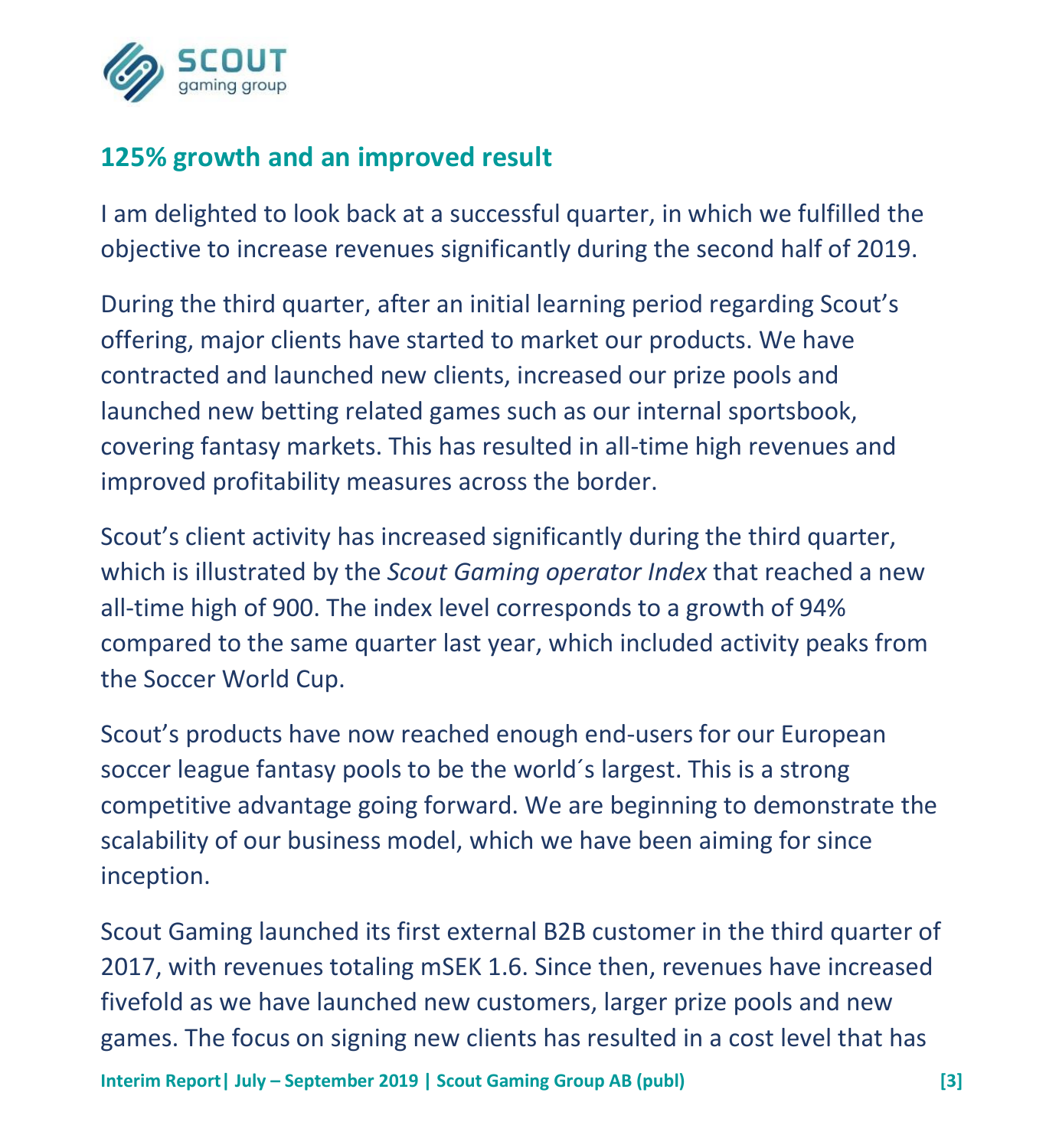## 125% growth and an improved result

I am delighted to look back at a successful quarter, in which we fulfilled the objective to increase revenues significantly during the second half of 2019.

During the third quarter, after an initial learning period regarding Scout's offering, major clients have started to market our products. We have contracted and launched new clients, increased our prize pools and launched new betting related games such as our internal sportsbook, covering fantasy markets. This has resulted in all-time high revenues and improved profitability measures across the border.

Scout's client activity has increased significantly during the third quarter, which is illustrated by the *Scout Gaming operator Index* that reached a new all-time high of 900. The index level corresponds to a growth of 94% compared to the same quarter last year, which included activity peaks from the Soccer World Cup.

Scout's products have now reached enough end-users for our European soccer league fantasy pools to be the world´s largest. This is a strong competitive advantage going forward. We are beginning to demonstrate the scalability of our business model, which we have been aiming for since inception.

Scout Gaming launched its first external B2B customer in the third quarter of 2017, with revenues totaling mSEK 1.6. Since then, revenues have increased fivefold as we have launched new customers, larger prize pools and new games. The focus on signing new clients has resulted in a cost level that has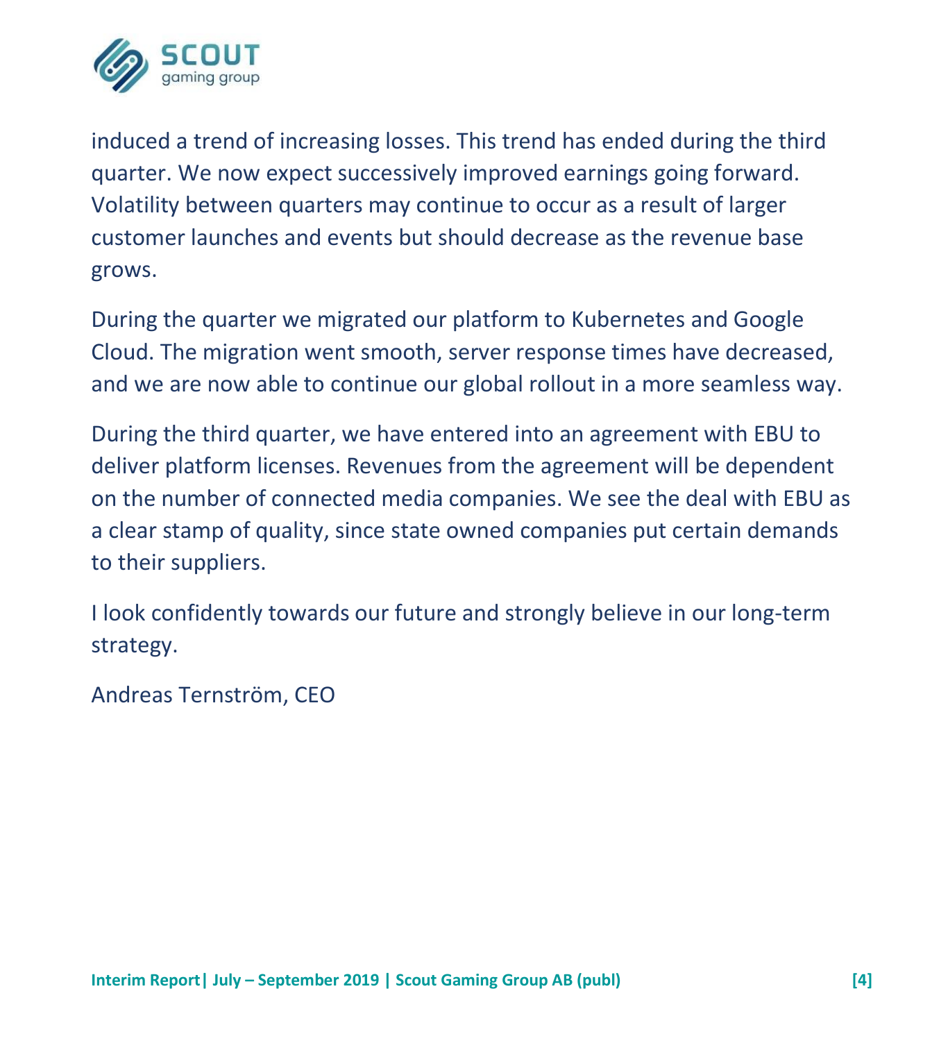induced a trend of increasing losses. This trend has ended during the third quarter. We now expect successively improved earnings going forward. Volatility between quarters may continue to occur as a result of larger customer launches and events but should decrease as the revenue base grows.

During the quarter we migrated our platform to Kubernetes and Google Cloud. The migration went smooth, server response times have decreased, and we are now able to continue our global rollout in a more seamless way.

During the third quarter, we have entered into an agreement with EBU to deliver platform licenses. Revenues from the agreement will be dependent on the number of connected media companies. We see the deal with EBU as a clear stamp of quality, since state owned companies put certain demands to their suppliers.

I look confidently towards our future and strongly believe in our long-term strategy.

Andreas Ternström, CEO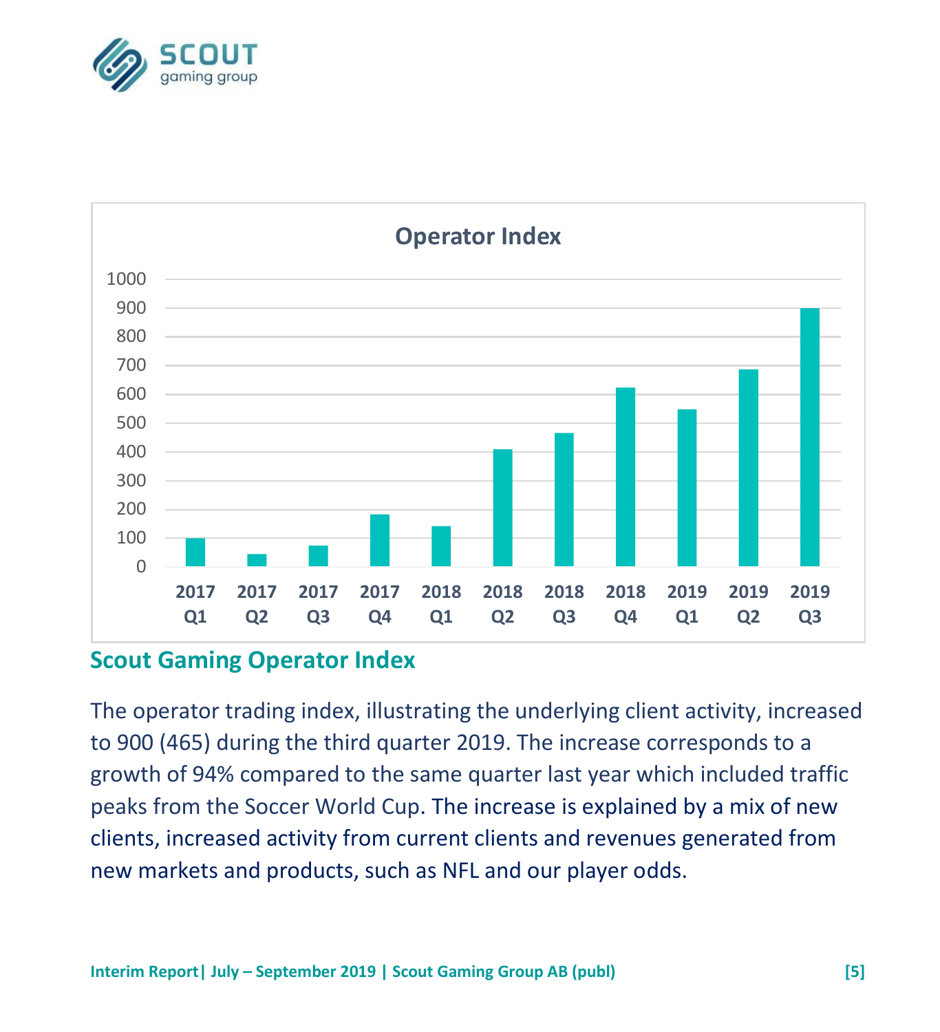## Scout Gaming Operator Index

The operator trading index, illustrating the underlying client activity, increased to 900 (465) during the third quarter 2019. The increase corresponds to a growth of 94% compared to the same quarter last year which included traffic peaks from the Soccer World Cup. The increase is explained by a mix of new clients, increased activity from current clients and revenues generated from new markets and products, such as NFL and our player odds.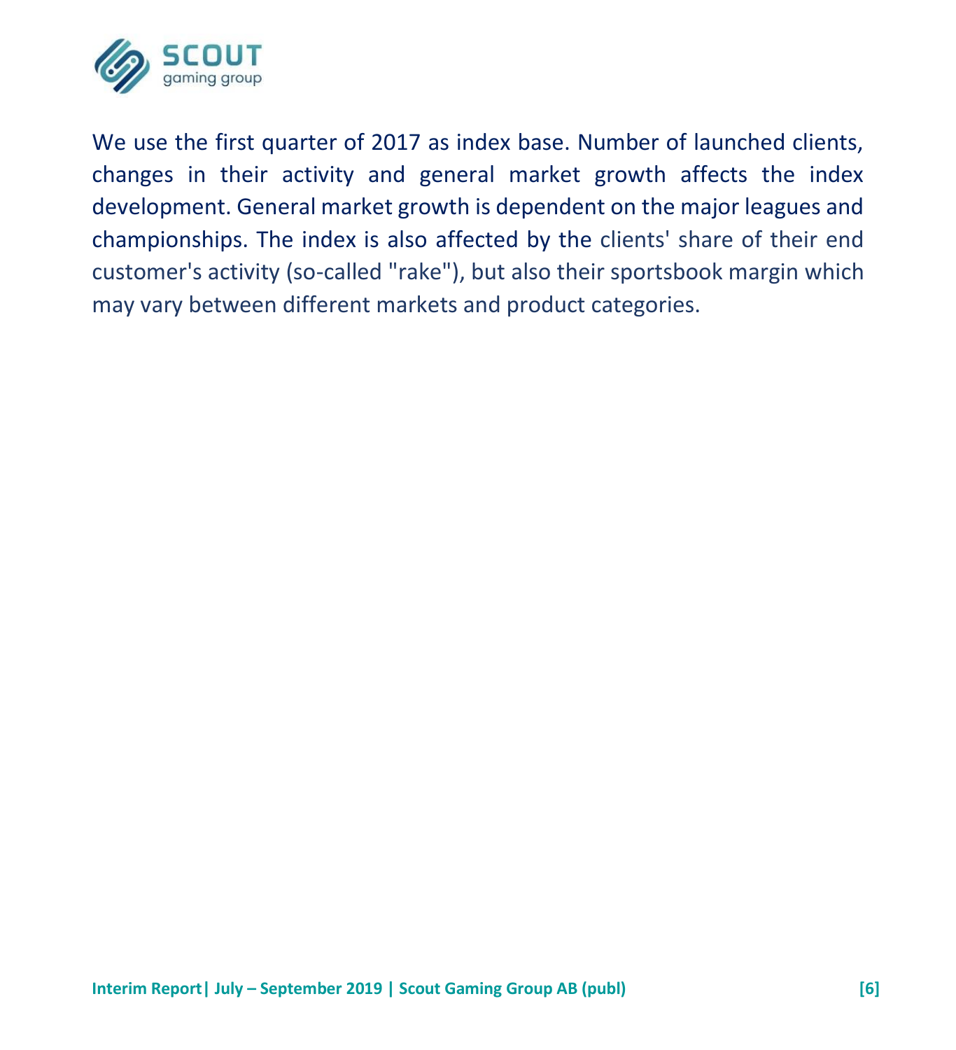We use the first quarter of 2017 as index base. Number of launched clients, changes in their activity and general market growth affects the index development. General market growth is dependent on the major leagues and championships. The index is also affected by the clients' share of their end customer's activity (so-called "rake"), but also their sportsbook margin which may vary between different markets and product categories.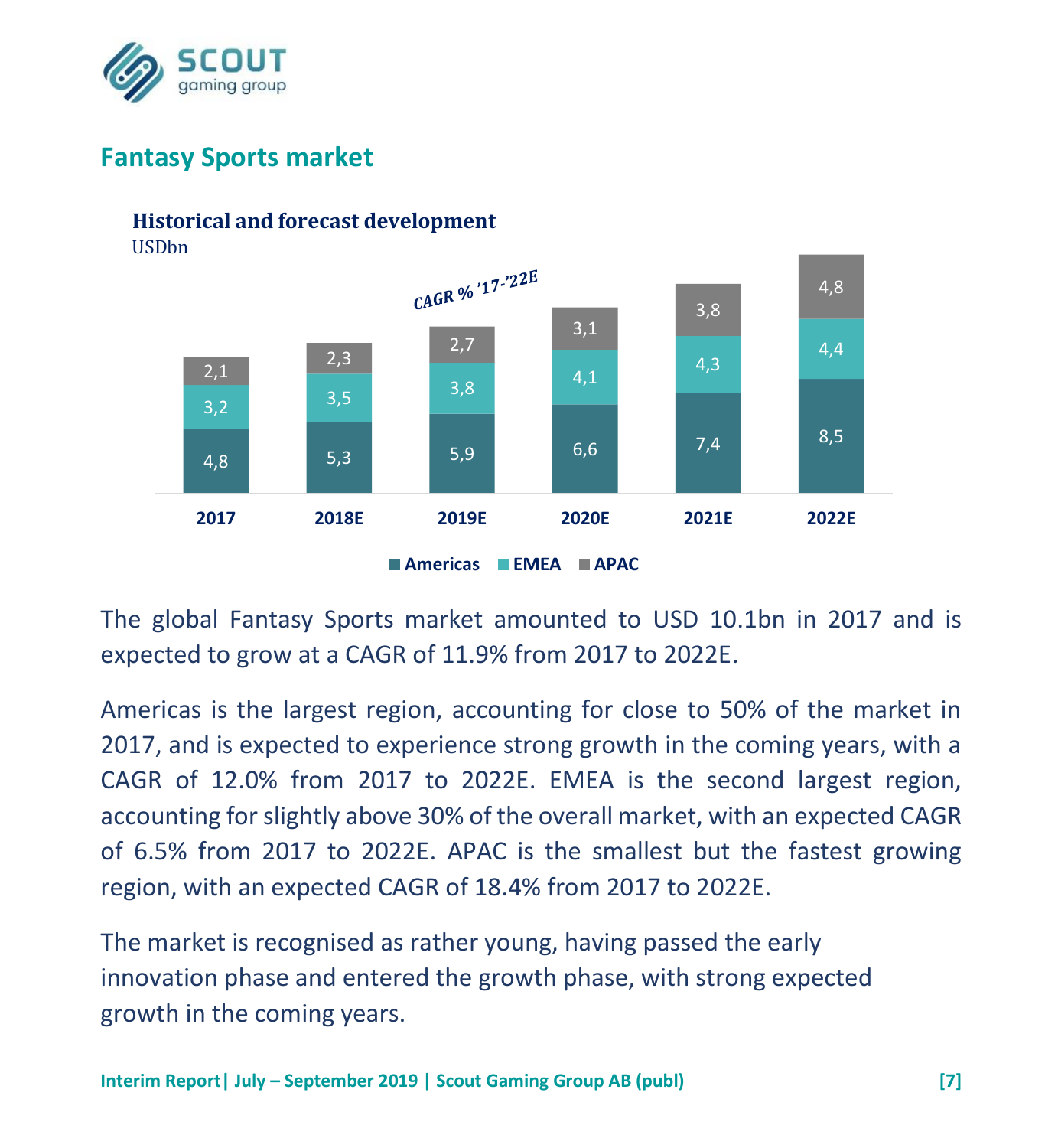## Fantasy Sports market

**Historical and forecast development**
USDbn

*CAGR % '17-'22E*

| | 2017 | 2018E | 2019E | 2020E | 2021E | 2022E |
|---|---|---|---|---|---|---|
| Americas | 4,8 | 5,3 | 5,9 | 6,6 | 7,4 | 8,5 |
| EMEA | 3,2 | 3,5 | 3,8 | 4,1 | 4,3 | 4,4 |
| APAC | 2,1 | 2,3 | 2,7 | 3,1 | 3,8 | 4,8 |

The global Fantasy Sports market amounted to USD 10.1bn in 2017 and is expected to grow at a CAGR of 11.9% from 2017 to 2022E.

Americas is the largest region, accounting for close to 50% of the market in 2017, and is expected to experience strong growth in the coming years, with a CAGR of 12.0% from 2017 to 2022E. EMEA is the second largest region, accounting for slightly above 30% of the overall market, with an expected CAGR of 6.5% from 2017 to 2022E. APAC is the smallest but the fastest growing region, with an expected CAGR of 18.4% from 2017 to 2022E.

The market is recognised as rather young, having passed the early innovation phase and entered the growth phase, with strong expected growth in the coming years.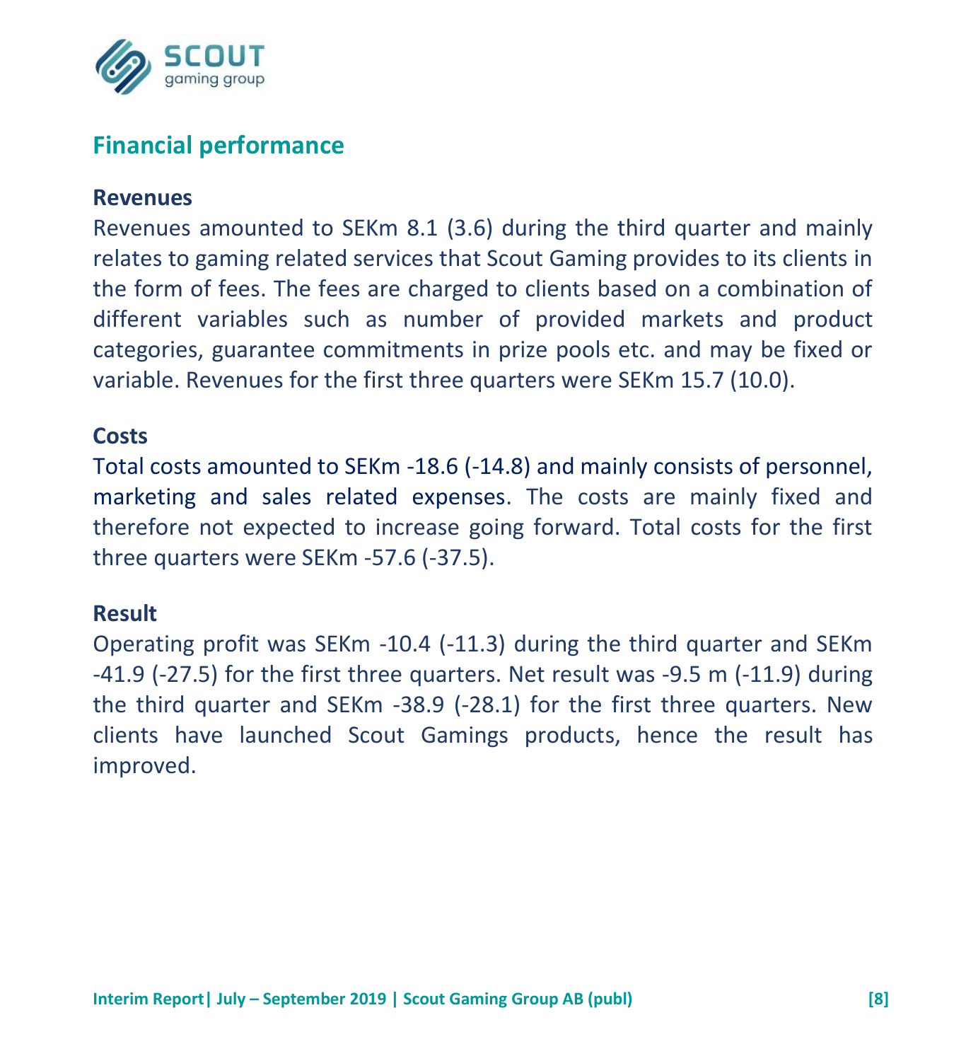## Financial performance

### Revenues

Revenues amounted to SEKm 8.1 (3.6) during the third quarter and mainly relates to gaming related services that Scout Gaming provides to its clients in the form of fees. The fees are charged to clients based on a combination of different variables such as number of provided markets and product categories, guarantee commitments in prize pools etc. and may be fixed or variable. Revenues for the first three quarters were SEKm 15.7 (10.0).

### Costs

Total costs amounted to SEKm -18.6 (-14.8) and mainly consists of personnel, marketing and sales related expenses. The costs are mainly fixed and therefore not expected to increase going forward. Total costs for the first three quarters were SEKm -57.6 (-37.5).

### Result

Operating profit was SEKm -10.4 (-11.3) during the third quarter and SEKm -41.9 (-27.5) for the first three quarters. Net result was -9.5 m (-11.9) during the third quarter and SEKm -38.9 (-28.1) for the first three quarters. New clients have launched Scout Gamings products, hence the result has improved.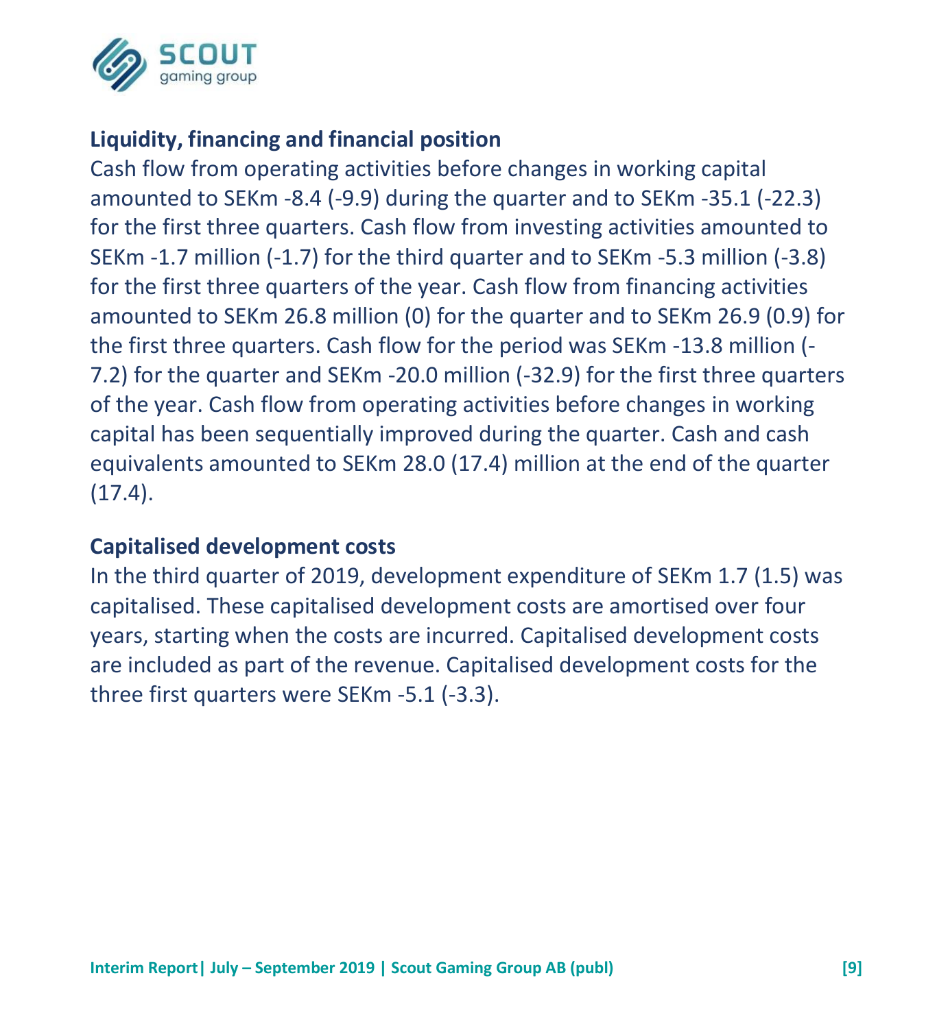## Liquidity, financing and financial position

Cash flow from operating activities before changes in working capital amounted to SEKm -8.4 (-9.9) during the quarter and to SEKm -35.1 (-22.3) for the first three quarters. Cash flow from investing activities amounted to SEKm -1.7 million (-1.7) for the third quarter and to SEKm -5.3 million (-3.8) for the first three quarters of the year. Cash flow from financing activities amounted to SEKm 26.8 million (0) for the quarter and to SEKm 26.9 (0.9) for the first three quarters. Cash flow for the period was SEKm -13.8 million (-7.2) for the quarter and SEKm -20.0 million (-32.9) for the first three quarters of the year. Cash flow from operating activities before changes in working capital has been sequentially improved during the quarter. Cash and cash equivalents amounted to SEKm 28.0 (17.4) million at the end of the quarter (17.4).

## Capitalised development costs

In the third quarter of 2019, development expenditure of SEKm 1.7 (1.5) was capitalised. These capitalised development costs are amortised over four years, starting when the costs are incurred. Capitalised development costs are included as part of the revenue. Capitalised development costs for the three first quarters were SEKm -5.1 (-3.3).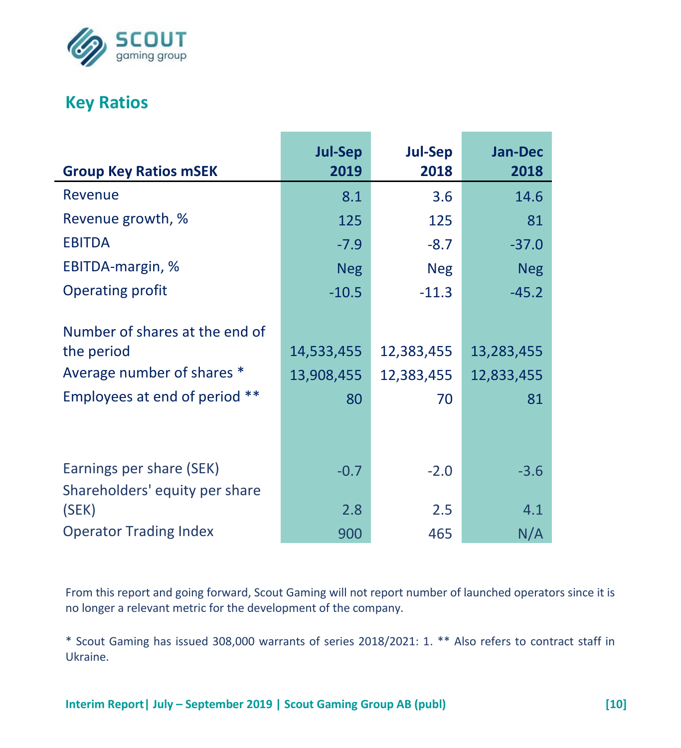## Key Ratios

| Group Key Ratios mSEK | Jul-Sep 2019 | Jul-Sep 2018 | Jan-Dec 2018 |
|---|---|---|---|
| Revenue | 8.1 | 3.6 | 14.6 |
| Revenue growth, % | 125 | 125 | 81 |
| EBITDA | -7.9 | -8.7 | -37.0 |
| EBITDA-margin, % | Neg | Neg | Neg |
| Operating profit | -10.5 | -11.3 | -45.2 |
| | | | |
| Number of shares at the end of the period | 14,533,455 | 12,383,455 | 13,283,455 |
| Average number of shares * | 13,908,455 | 12,383,455 | 12,833,455 |
| Employees at end of period ** | 80 | 70 | 81 |
| | | | |
| Earnings per share (SEK) | -0.7 | -2.0 | -3.6 |
| Shareholders' equity per share (SEK) | 2.8 | 2.5 | 4.1 |
| Operator Trading Index | 900 | 465 | N/A |

From this report and going forward, Scout Gaming will not report number of launched operators since it is no longer a relevant metric for the development of the company.

* Scout Gaming has issued 308,000 warrants of series 2018/2021: 1. ** Also refers to contract staff in Ukraine.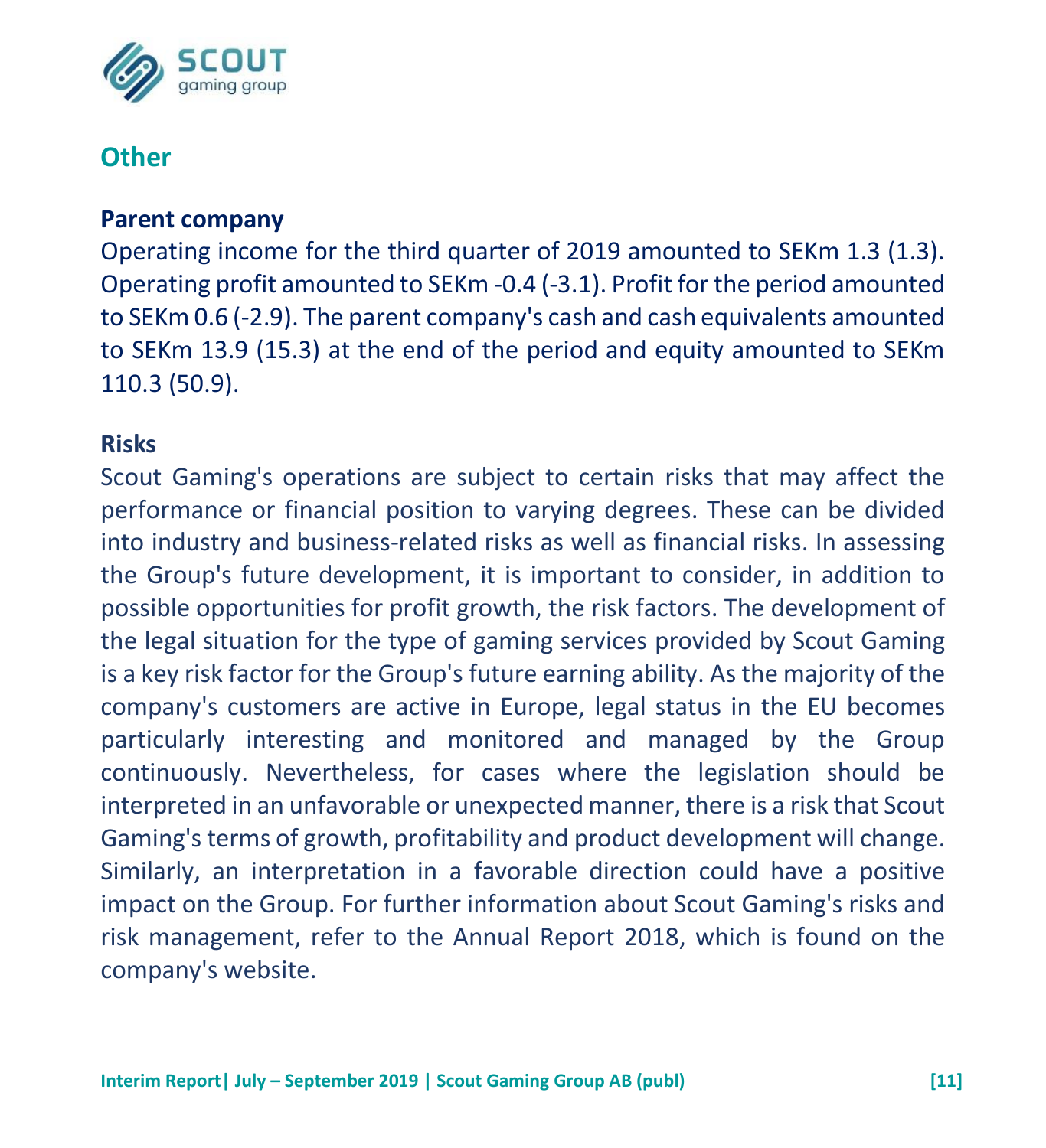## Other

### Parent company

Operating income for the third quarter of 2019 amounted to SEKm 1.3 (1.3). Operating profit amounted to SEKm -0.4 (-3.1). Profit for the period amounted to SEKm 0.6 (-2.9). The parent company's cash and cash equivalents amounted to SEKm 13.9 (15.3) at the end of the period and equity amounted to SEKm 110.3 (50.9).

### Risks

Scout Gaming's operations are subject to certain risks that may affect the performance or financial position to varying degrees. These can be divided into industry and business-related risks as well as financial risks. In assessing the Group's future development, it is important to consider, in addition to possible opportunities for profit growth, the risk factors. The development of the legal situation for the type of gaming services provided by Scout Gaming is a key risk factor for the Group's future earning ability. As the majority of the company's customers are active in Europe, legal status in the EU becomes particularly interesting and monitored and managed by the Group continuously. Nevertheless, for cases where the legislation should be interpreted in an unfavorable or unexpected manner, there is a risk that Scout Gaming's terms of growth, profitability and product development will change. Similarly, an interpretation in a favorable direction could have a positive impact on the Group. For further information about Scout Gaming's risks and risk management, refer to the Annual Report 2018, which is found on the company's website.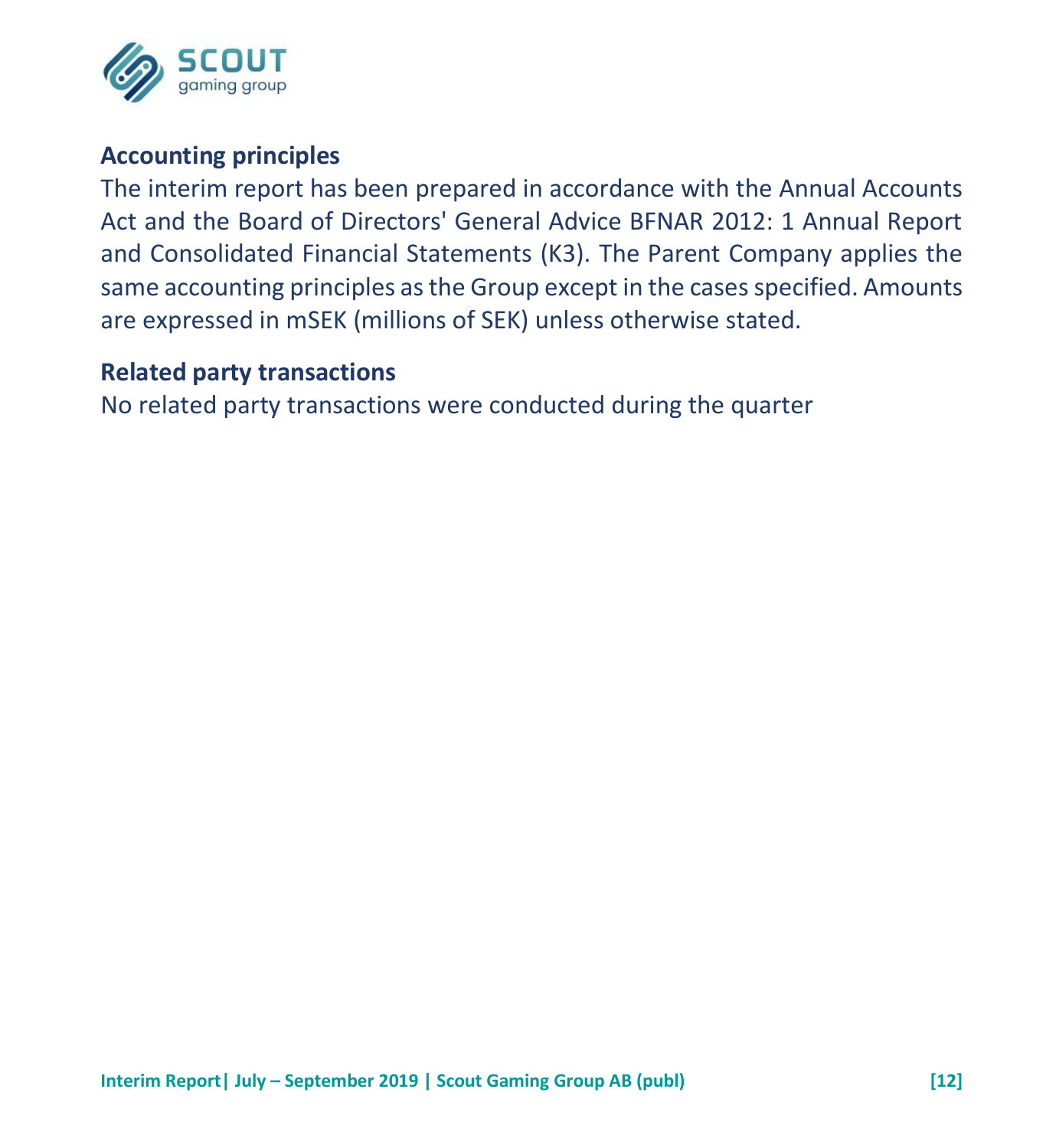## Accounting principles

The interim report has been prepared in accordance with the Annual Accounts Act and the Board of Directors' General Advice BFNAR 2012: 1 Annual Report and Consolidated Financial Statements (K3). The Parent Company applies the same accounting principles as the Group except in the cases specified. Amounts are expressed in mSEK (millions of SEK) unless otherwise stated.

## Related party transactions

No related party transactions were conducted during the quarter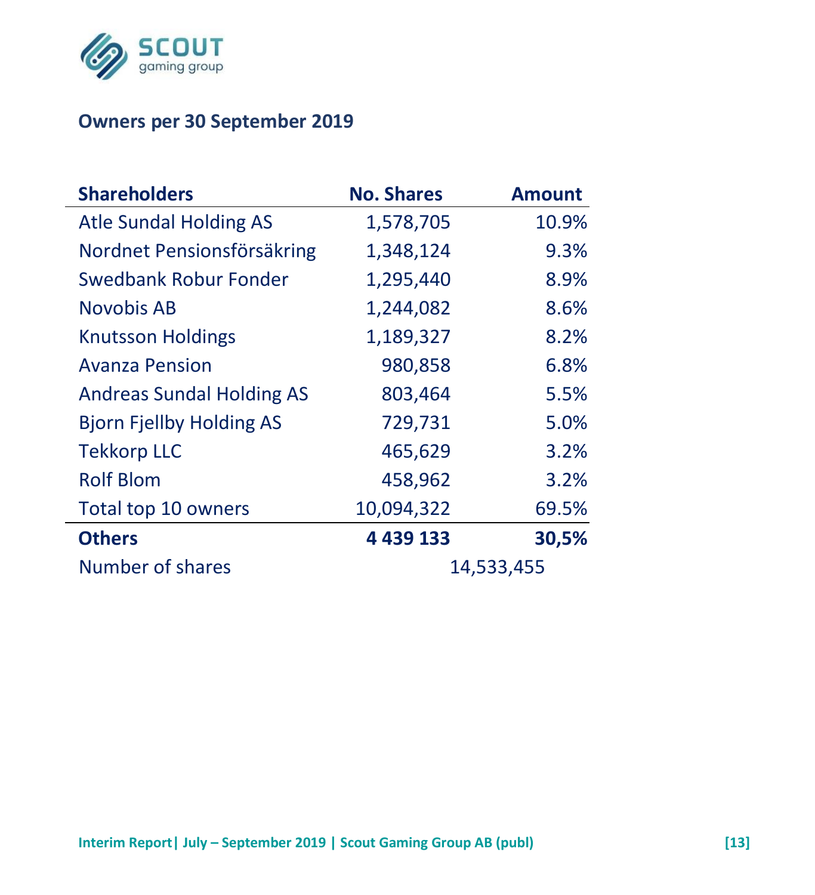## Owners per 30 September 2019

| Shareholders | No. Shares | Amount |
|---|---|---|
| Atle Sundal Holding AS | 1,578,705 | 10.9% |
| Nordnet Pensionsförsäkring | 1,348,124 | 9.3% |
| Swedbank Robur Fonder | 1,295,440 | 8.9% |
| Novobis AB | 1,244,082 | 8.6% |
| Knutsson Holdings | 1,189,327 | 8.2% |
| Avanza Pension | 980,858 | 6.8% |
| Andreas Sundal Holding AS | 803,464 | 5.5% |
| Bjorn Fjellby Holding AS | 729,731 | 5.0% |
| Tekkorp LLC | 465,629 | 3.2% |
| Rolf Blom | 458,962 | 3.2% |
| Total top 10 owners | 10,094,322 | 69.5% |
| **Others** | **4 439 133** | **30,5%** |
| Number of shares | 14,533,455 | |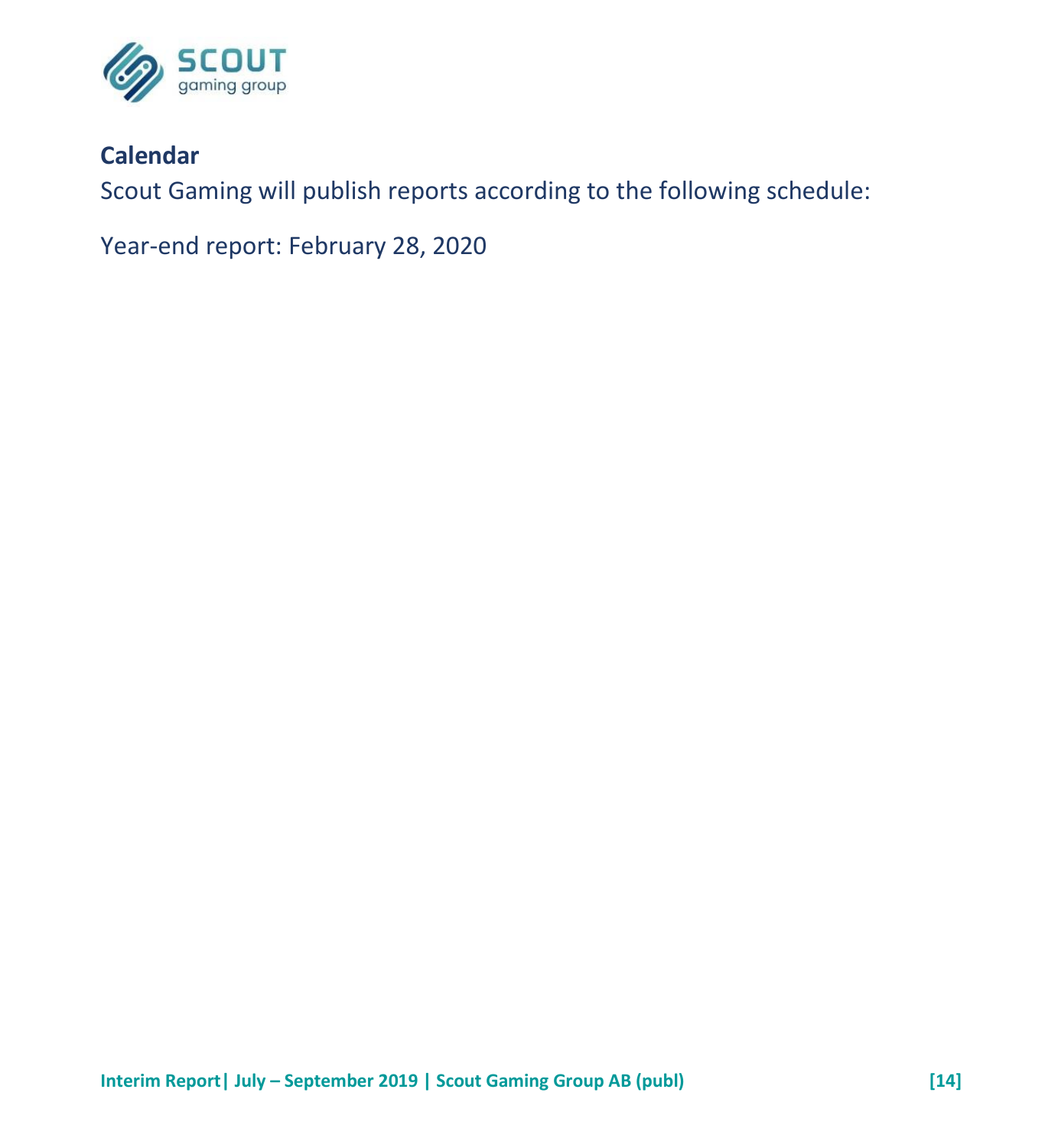## Calendar

Scout Gaming will publish reports according to the following schedule:

Year-end report: February 28, 2020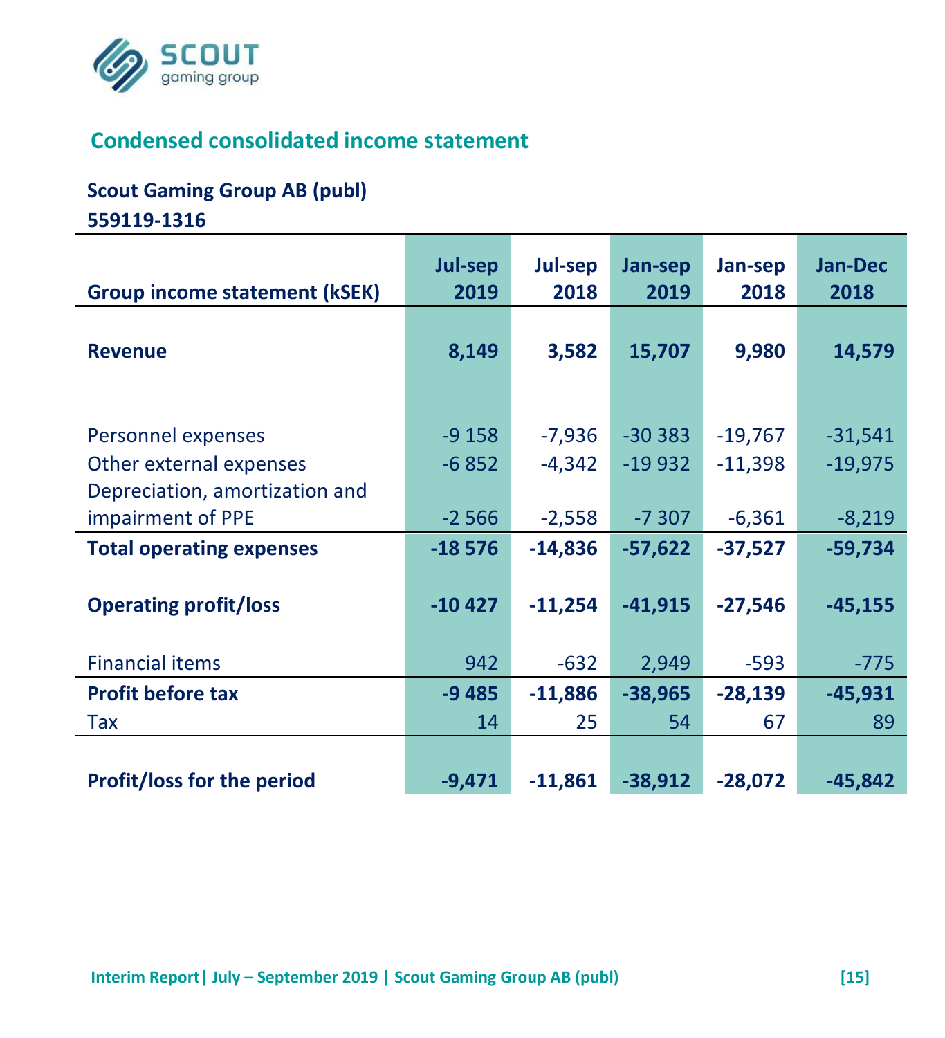## Condensed consolidated income statement

**Scout Gaming Group AB (publ)**
**559119-1316**

| Group income statement (kSEK) | Jul-sep 2019 | Jul-sep 2018 | Jan-sep 2019 | Jan-sep 2018 | Jan-Dec 2018 |
|---|---|---|---|---|---|
| **Revenue** | **8,149** | **3,582** | **15,707** | **9,980** | **14,579** |
| Personnel expenses | -9 158 | -7,936 | -30 383 | -19,767 | -31,541 |
| Other external expenses | -6 852 | -4,342 | -19 932 | -11,398 | -19,975 |
| Depreciation, amortization and impairment of PPE | -2 566 | -2,558 | -7 307 | -6,361 | -8,219 |
| **Total operating expenses** | **-18 576** | **-14,836** | **-57,622** | **-37,527** | **-59,734** |
| **Operating profit/loss** | **-10 427** | **-11,254** | **-41,915** | **-27,546** | **-45,155** |
| Financial items | 942 | -632 | 2,949 | -593 | -775 |
| **Profit before tax** | **-9 485** | **-11,886** | **-38,965** | **-28,139** | **-45,931** |
| Tax | 14 | 25 | 54 | 67 | 89 |
| **Profit/loss for the period** | **-9,471** | **-11,861** | **-38,912** | **-28,072** | **-45,842** |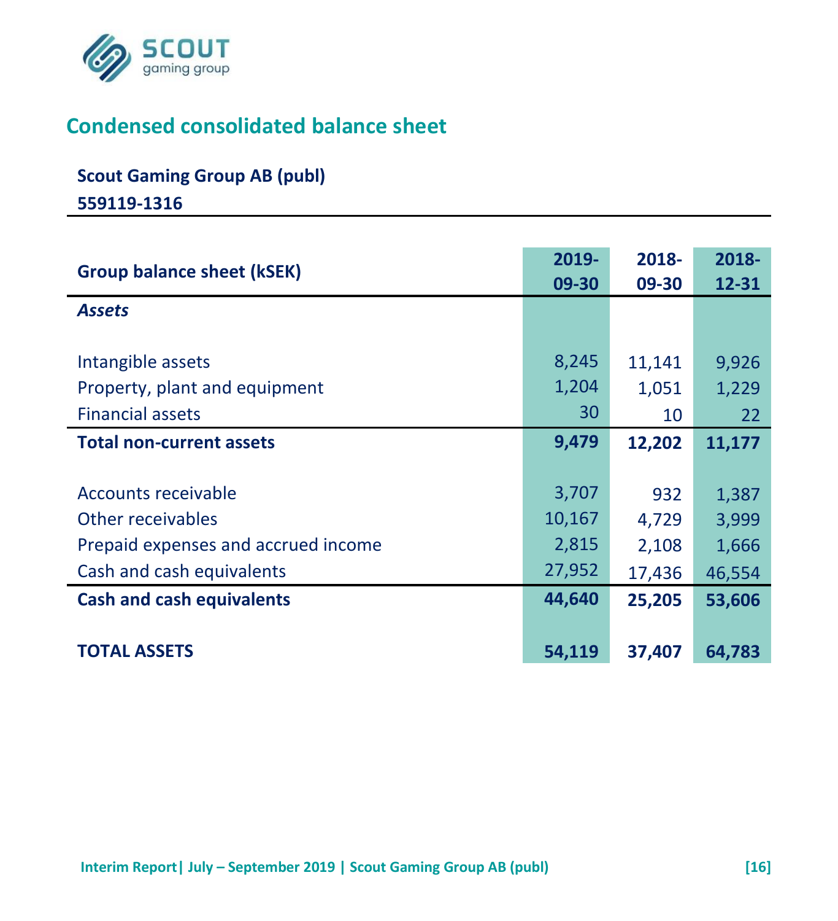## Condensed consolidated balance sheet

**Scout Gaming Group AB (publ)**

**559119-1316**

| Group balance sheet (kSEK) | 2019-09-30 | 2018-09-30 | 2018-12-31 |
|---|---|---|---|
| ***Assets*** | | | |
| Intangible assets | 8,245 | 11,141 | 9,926 |
| Property, plant and equipment | 1,204 | 1,051 | 1,229 |
| Financial assets | 30 | 10 | 22 |
| **Total non-current assets** | **9,479** | **12,202** | **11,177** |
| Accounts receivable | 3,707 | 932 | 1,387 |
| Other receivables | 10,167 | 4,729 | 3,999 |
| Prepaid expenses and accrued income | 2,815 | 2,108 | 1,666 |
| Cash and cash equivalents | 27,952 | 17,436 | 46,554 |
| **Cash and cash equivalents** | **44,640** | **25,205** | **53,606** |
| **TOTAL ASSETS** | **54,119** | **37,407** | **64,783** |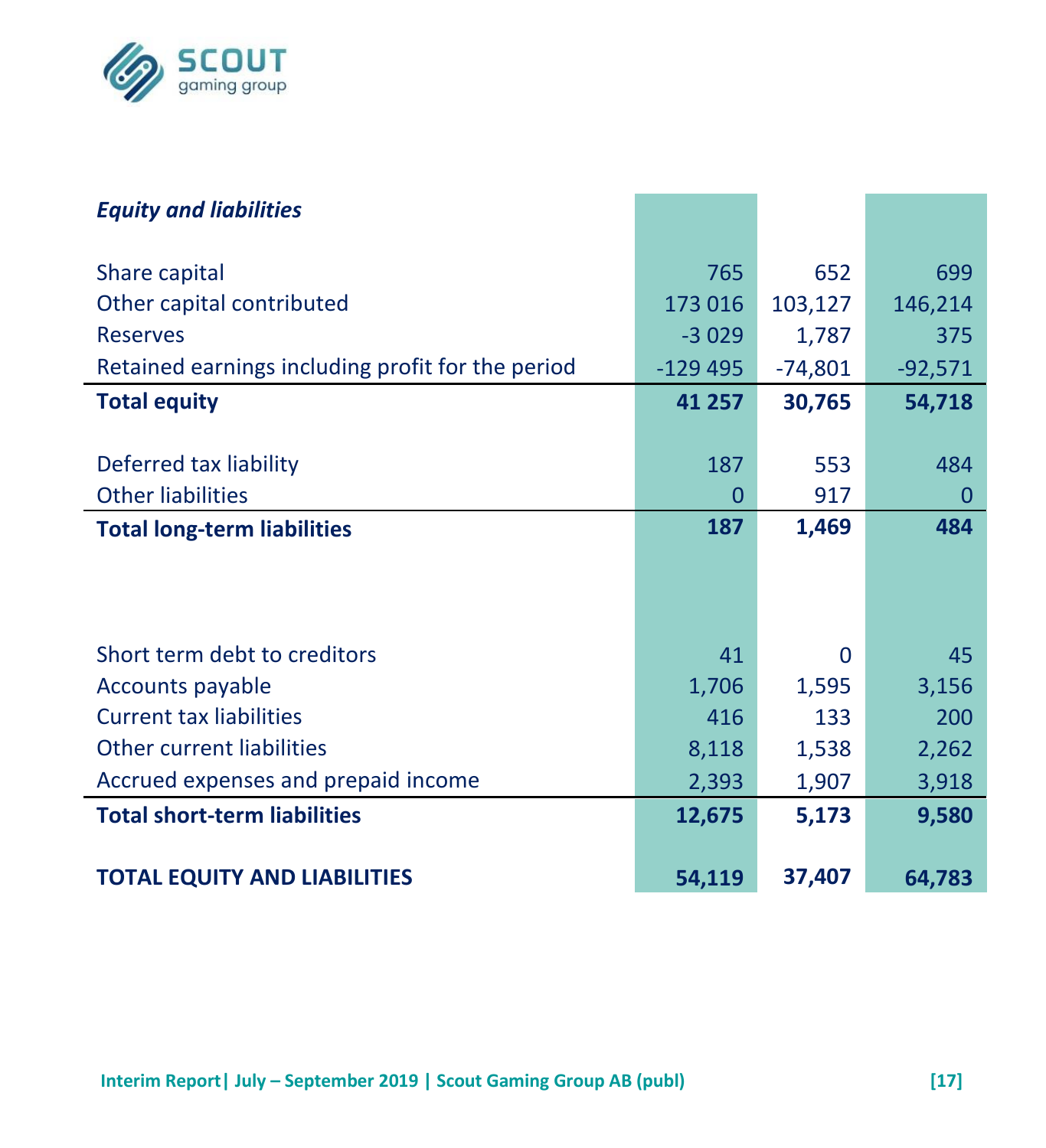| *Equity and liabilities* | | | |
|---|---|---|---|
| Share capital | 765 | 652 | 699 |
| Other capital contributed | 173 016 | 103,127 | 146,214 |
| Reserves | -3 029 | 1,787 | 375 |
| Retained earnings including profit for the period | -129 495 | -74,801 | -92,571 |
| **Total equity** | **41 257** | **30,765** | **54,718** |
| Deferred tax liability | 187 | 553 | 484 |
| Other liabilities | 0 | 917 | 0 |
| **Total long-term liabilities** | **187** | **1,469** | **484** |
| Short term debt to creditors | 41 | 0 | 45 |
| Accounts payable | 1,706 | 1,595 | 3,156 |
| Current tax liabilities | 416 | 133 | 200 |
| Other current liabilities | 8,118 | 1,538 | 2,262 |
| Accrued expenses and prepaid income | 2,393 | 1,907 | 3,918 |
| **Total short-term liabilities** | **12,675** | **5,173** | **9,580** |
| **TOTAL EQUITY AND LIABILITIES** | **54,119** | **37,407** | **64,783** |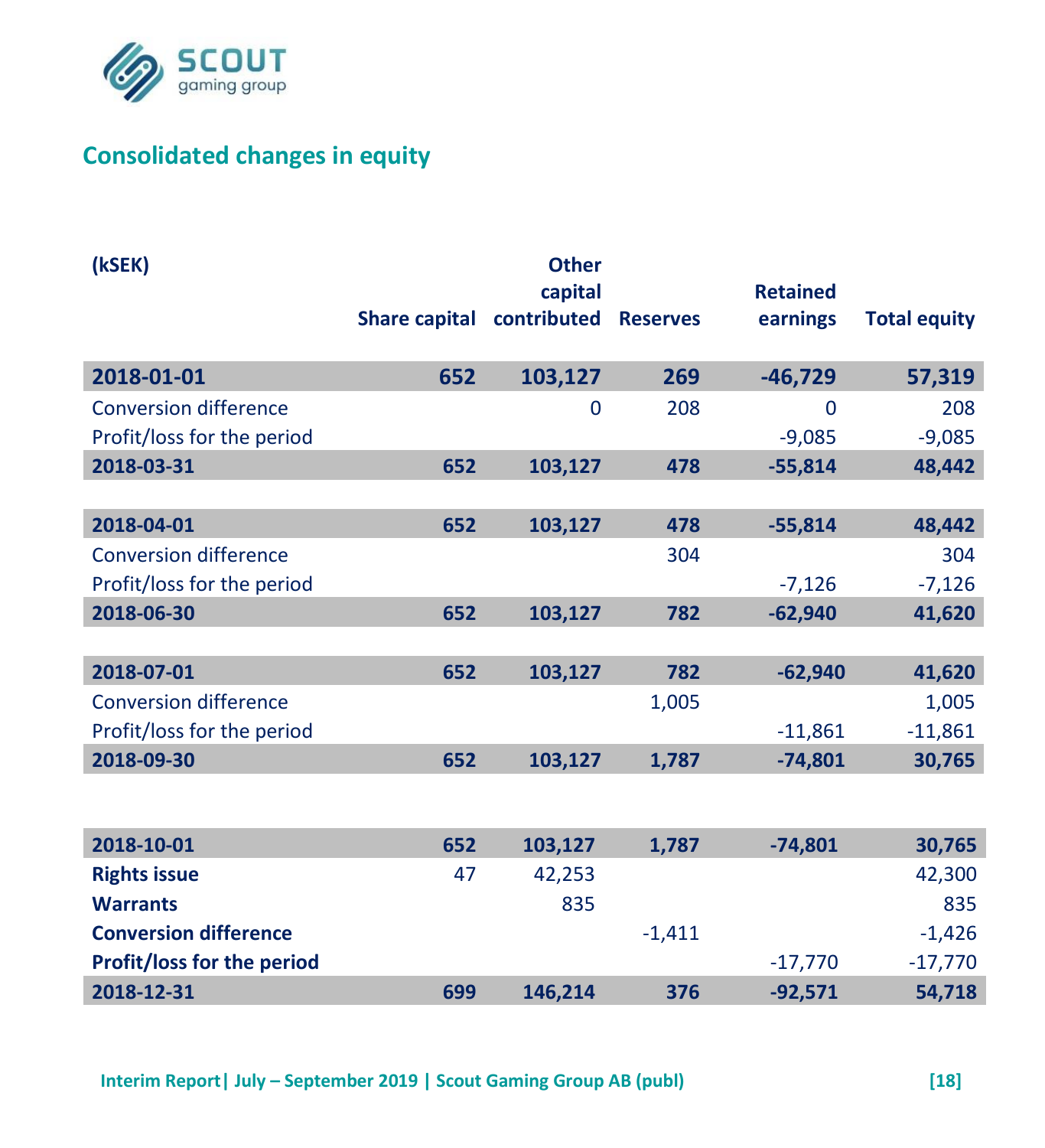## Consolidated changes in equity

| (kSEK) | Share capital | Other capital contributed | Reserves | Retained earnings | Total equity |
|---|---|---|---|---|---|
| **2018-01-01** | **652** | **103,127** | **269** | **-46,729** | **57,319** |
| Conversion difference | | 0 | 208 | 0 | 208 |
| Profit/loss for the period | | | | -9,085 | -9,085 |
| **2018-03-31** | **652** | **103,127** | **478** | **-55,814** | **48,442** |
| | | | | | |
| **2018-04-01** | **652** | **103,127** | **478** | **-55,814** | **48,442** |
| Conversion difference | | | 304 | | 304 |
| Profit/loss for the period | | | | -7,126 | -7,126 |
| **2018-06-30** | **652** | **103,127** | **782** | **-62,940** | **41,620** |
| | | | | | |
| **2018-07-01** | **652** | **103,127** | **782** | **-62,940** | **41,620** |
| Conversion difference | | | 1,005 | | 1,005 |
| Profit/loss for the period | | | | -11,861 | -11,861 |
| **2018-09-30** | **652** | **103,127** | **1,787** | **-74,801** | **30,765** |
| | | | | | |
| **2018-10-01** | **652** | **103,127** | **1,787** | **-74,801** | **30,765** |
| **Rights issue** | 47 | 42,253 | | | 42,300 |
| **Warrants** | | 835 | | | 835 |
| **Conversion difference** | | | -1,411 | | -1,426 |
| **Profit/loss for the period** | | | | -17,770 | -17,770 |
| **2018-12-31** | **699** | **146,214** | **376** | **-92,571** | **54,718** |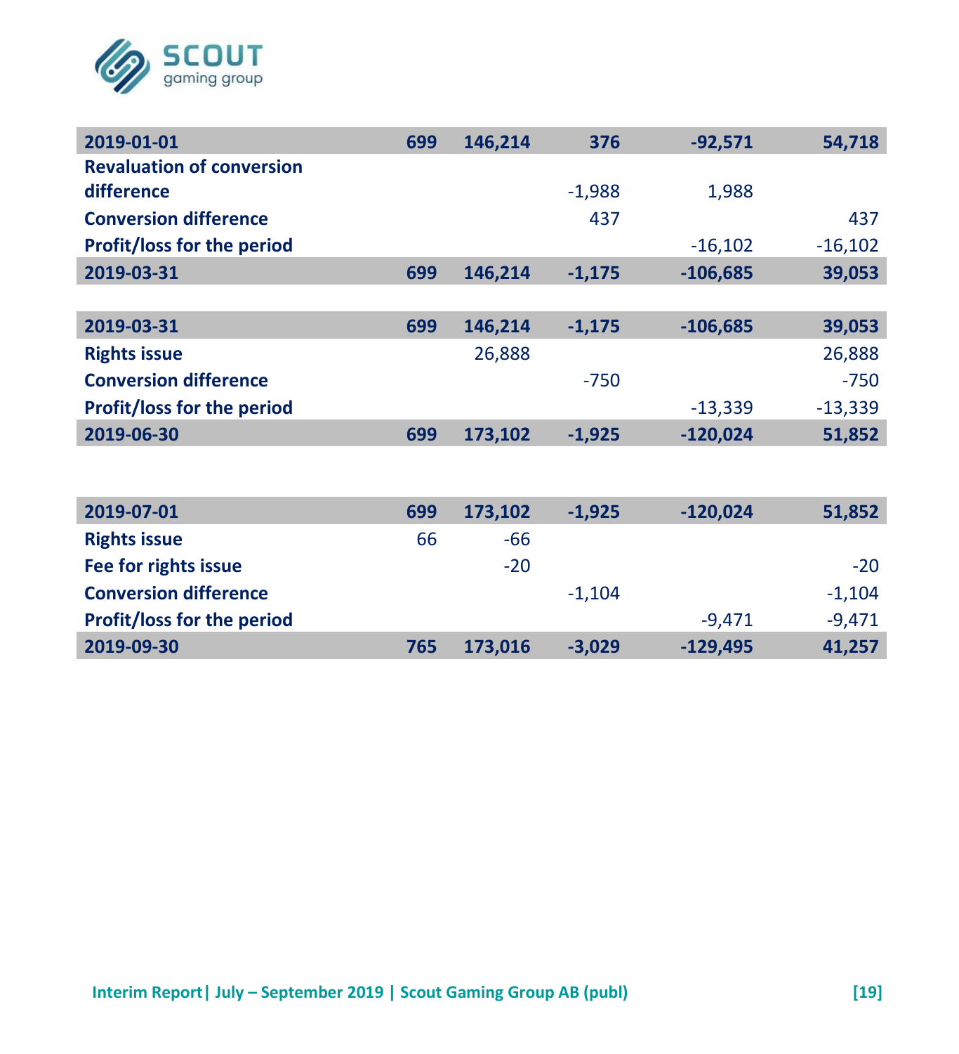| | | | | | |
|---|---|---|---|---|---|
| **2019-01-01** | **699** | **146,214** | **376** | **-92,571** | **54,718** |
| **Revaluation of conversion difference** | | | -1,988 | 1,988 | |
| **Conversion difference** | | | 437 | | 437 |
| **Profit/loss for the period** | | | | -16,102 | -16,102 |
| **2019-03-31** | **699** | **146,214** | **-1,175** | **-106,685** | **39,053** |

| | | | | | |
|---|---|---|---|---|---|
| **2019-03-31** | **699** | **146,214** | **-1,175** | **-106,685** | **39,053** |
| **Rights issue** | | 26,888 | | | 26,888 |
| **Conversion difference** | | | -750 | | -750 |
| **Profit/loss for the period** | | | | -13,339 | -13,339 |
| **2019-06-30** | **699** | **173,102** | **-1,925** | **-120,024** | **51,852** |

| | | | | | |
|---|---|---|---|---|---|
| **2019-07-01** | **699** | **173,102** | **-1,925** | **-120,024** | **51,852** |
| **Rights issue** | 66 | -66 | | | |
| **Fee for rights issue** | | -20 | | | -20 |
| **Conversion difference** | | | -1,104 | | -1,104 |
| **Profit/loss for the period** | | | | -9,471 | -9,471 |
| **2019-09-30** | **765** | **173,016** | **-3,029** | **-129,495** | **41,257** |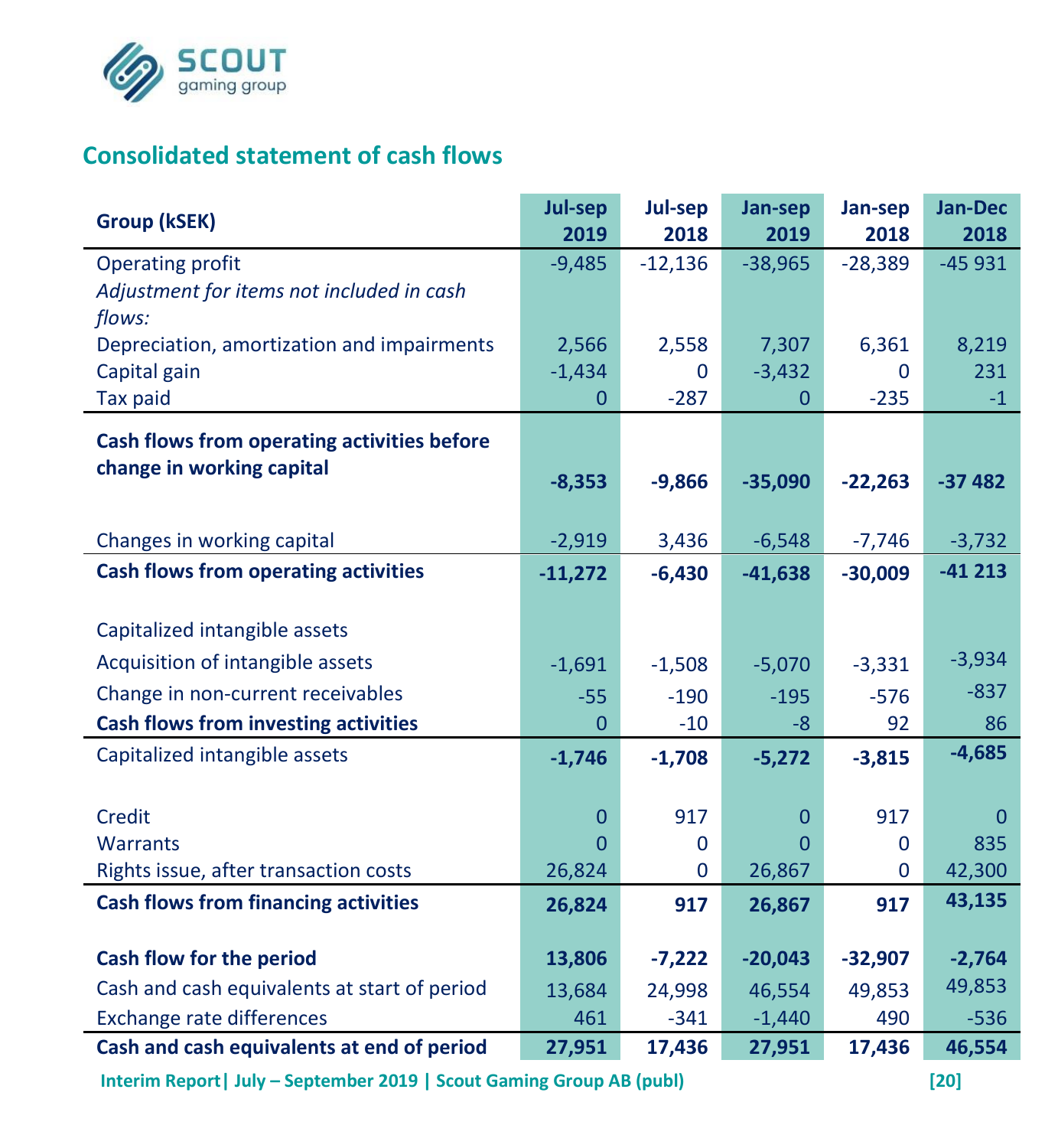## Consolidated statement of cash flows

| Group (kSEK) | Jul-sep 2019 | Jul-sep 2018 | Jan-sep 2019 | Jan-sep 2018 | Jan-Dec 2018 |
|---|---|---|---|---|---|
| Operating profit | -9,485 | -12,136 | -38,965 | -28,389 | -45 931 |
| *Adjustment for items not included in cash flows:* | | | | | |
| Depreciation, amortization and impairments | 2,566 | 2,558 | 7,307 | 6,361 | 8,219 |
| Capital gain | -1,434 | 0 | -3,432 | 0 | 231 |
| Tax paid | 0 | -287 | 0 | -235 | -1 |
| **Cash flows from operating activities before change in working capital** | **-8,353** | **-9,866** | **-35,090** | **-22,263** | **-37 482** |
| Changes in working capital | -2,919 | 3,436 | -6,548 | -7,746 | -3,732 |
| **Cash flows from operating activities** | **-11,272** | **-6,430** | **-41,638** | **-30,009** | **-41 213** |
| Capitalized intangible assets | | | | | |
| Acquisition of intangible assets | -1,691 | -1,508 | -5,070 | -3,331 | -3,934 |
| Change in non-current receivables | -55 | -190 | -195 | -576 | -837 |
| **Cash flows from investing activities** | 0 | -10 | -8 | 92 | 86 |
| Capitalized intangible assets | **-1,746** | **-1,708** | **-5,272** | **-3,815** | **-4,685** |
| Credit | 0 | 917 | 0 | 917 | 0 |
| Warrants | 0 | 0 | 0 | 0 | 835 |
| Rights issue, after transaction costs | 26,824 | 0 | 26,867 | 0 | 42,300 |
| **Cash flows from financing activities** | **26,824** | **917** | **26,867** | **917** | **43,135** |
| **Cash flow for the period** | **13,806** | **-7,222** | **-20,043** | **-32,907** | **-2,764** |
| Cash and cash equivalents at start of period | 13,684 | 24,998 | 46,554 | 49,853 | 49,853 |
| Exchange rate differences | 461 | -341 | -1,440 | 490 | -536 |
| **Cash and cash equivalents at end of period** | **27,951** | **17,436** | **27,951** | **17,436** | **46,554** |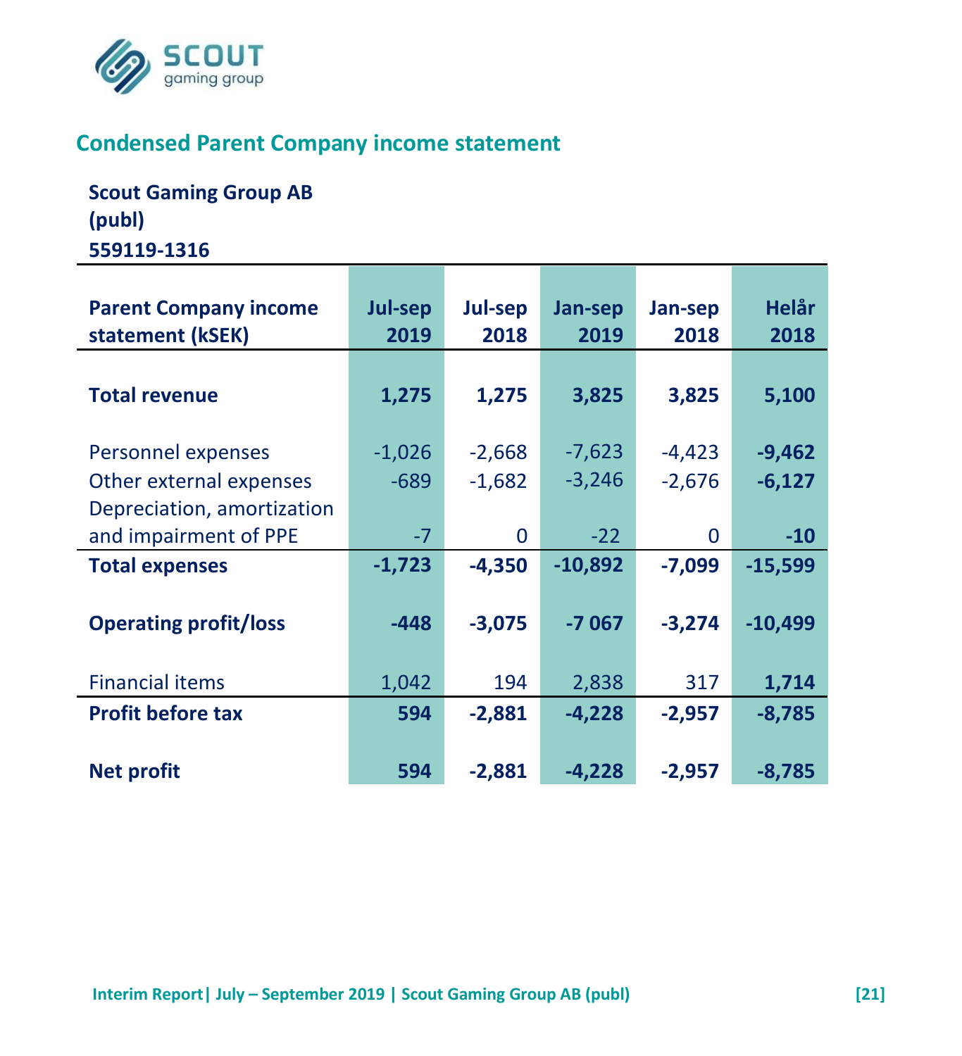## Condensed Parent Company income statement

**Scout Gaming Group AB (publ)**
**559119-1316**

| Parent Company income statement (kSEK) | Jul-sep 2019 | Jul-sep 2018 | Jan-sep 2019 | Jan-sep 2018 | Helår 2018 |
|---|---|---|---|---|---|
| **Total revenue** | **1,275** | **1,275** | **3,825** | **3,825** | **5,100** |
| Personnel expenses | -1,026 | -2,668 | -7,623 | -4,423 | **-9,462** |
| Other external expenses | -689 | -1,682 | -3,246 | -2,676 | **-6,127** |
| Depreciation, amortization and impairment of PPE | -7 | 0 | -22 | 0 | **-10** |
| **Total expenses** | **-1,723** | **-4,350** | **-10,892** | **-7,099** | **-15,599** |
| **Operating profit/loss** | **-448** | **-3,075** | **-7 067** | **-3,274** | **-10,499** |
| Financial items | 1,042 | 194 | 2,838 | 317 | **1,714** |
| **Profit before tax** | **594** | **-2,881** | **-4,228** | **-2,957** | **-8,785** |
| **Net profit** | **594** | **-2,881** | **-4,228** | **-2,957** | **-8,785** |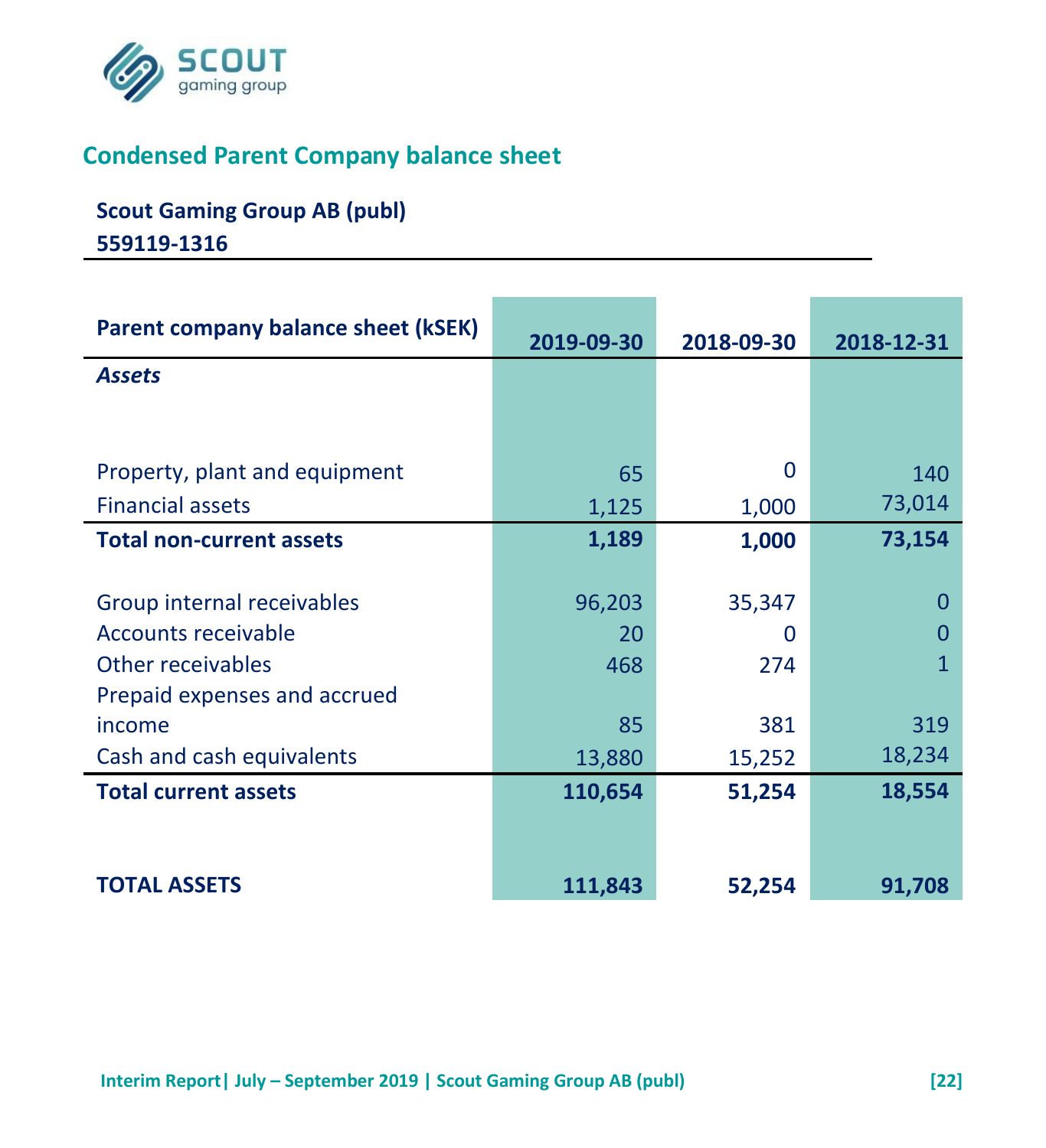## Condensed Parent Company balance sheet

**Scout Gaming Group AB (publ)**
**559119-1316**

| Parent company balance sheet (kSEK) | 2019-09-30 | 2018-09-30 | 2018-12-31 |
|---|---|---|---|
| ***Assets*** | | | |
| Property, plant and equipment | 65 | 0 | 140 |
| Financial assets | 1,125 | 1,000 | 73,014 |
| **Total non-current assets** | **1,189** | **1,000** | **73,154** |
| Group internal receivables | 96,203 | 35,347 | 0 |
| Accounts receivable | 20 | 0 | 0 |
| Other receivables | 468 | 274 | 1 |
| Prepaid expenses and accrued income | 85 | 381 | 319 |
| Cash and cash equivalents | 13,880 | 15,252 | 18,234 |
| **Total current assets** | **110,654** | **51,254** | **18,554** |
| **TOTAL ASSETS** | **111,843** | **52,254** | **91,708** |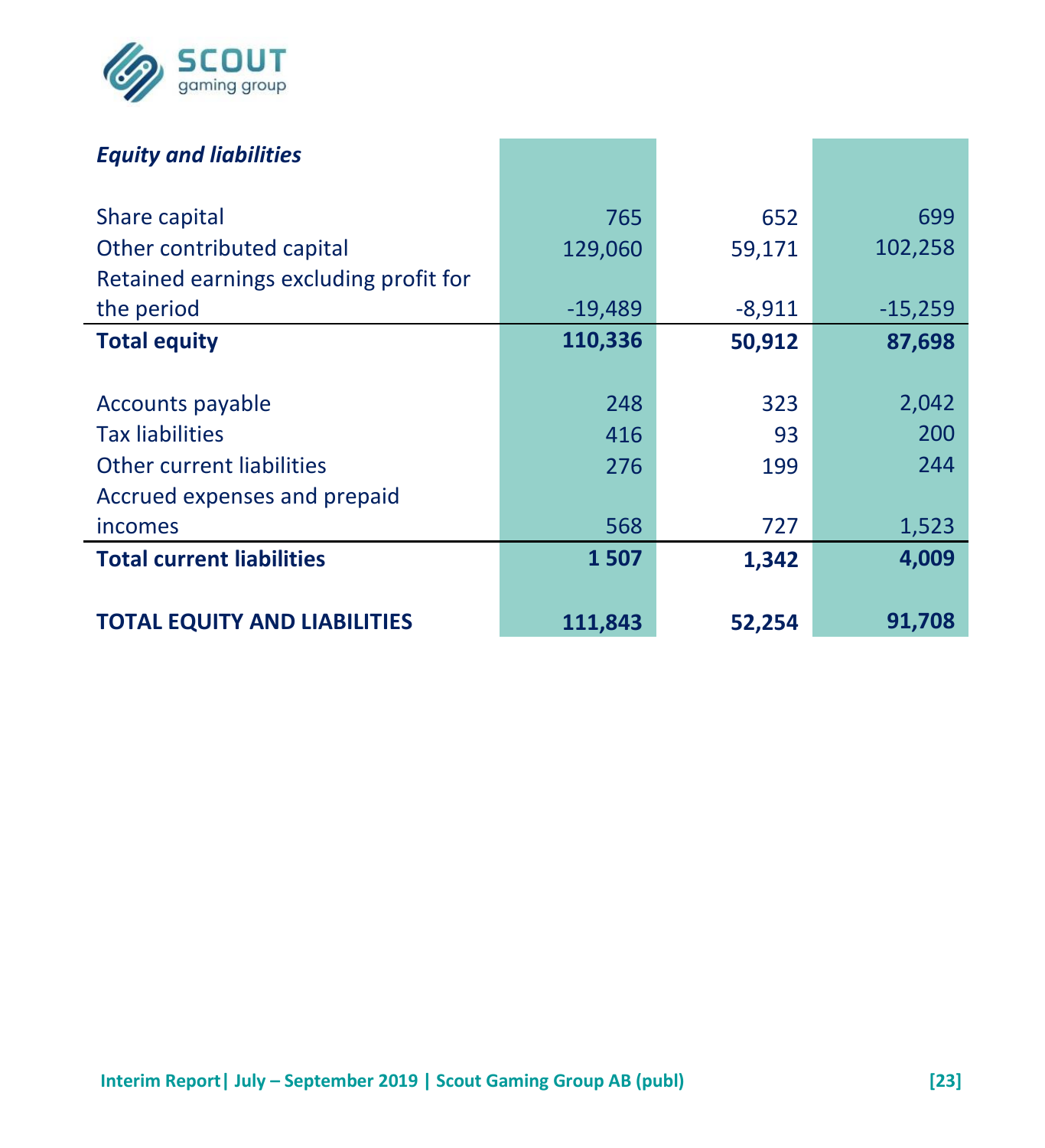| *Equity and liabilities* | | | |
|---|---|---|---|
| Share capital | 765 | 652 | 699 |
| Other contributed capital | 129,060 | 59,171 | 102,258 |
| Retained earnings excluding profit for the period | -19,489 | -8,911 | -15,259 |
| **Total equity** | **110,336** | **50,912** | **87,698** |
| | | | |
| Accounts payable | 248 | 323 | 2,042 |
| Tax liabilities | 416 | 93 | 200 |
| Other current liabilities | 276 | 199 | 244 |
| Accrued expenses and prepaid incomes | 568 | 727 | 1,523 |
| **Total current liabilities** | **1 507** | **1,342** | **4,009** |
| | | | |
| **TOTAL EQUITY AND LIABILITIES** | **111,843** | **52,254** | **91,708** |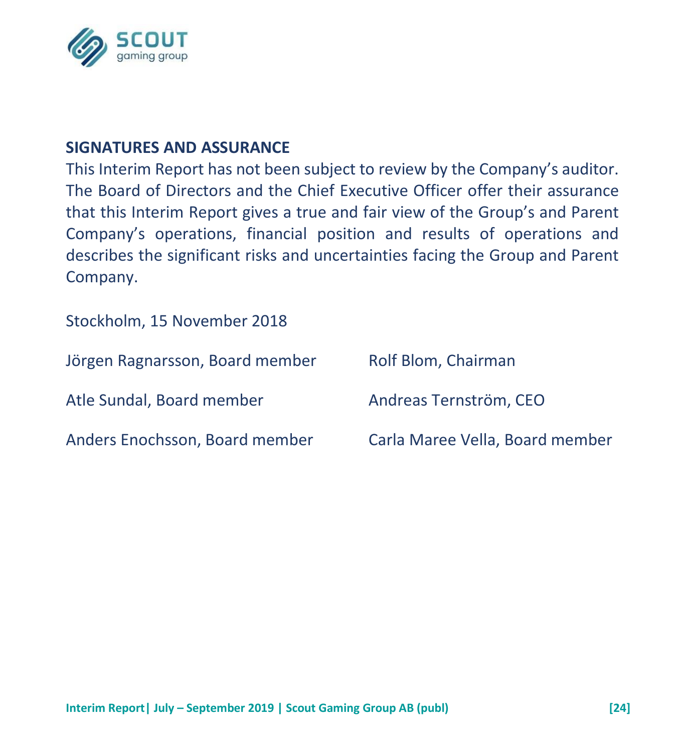## SIGNATURES AND ASSURANCE

This Interim Report has not been subject to review by the Company's auditor. The Board of Directors and the Chief Executive Officer offer their assurance that this Interim Report gives a true and fair view of the Group's and Parent Company's operations, financial position and results of operations and describes the significant risks and uncertainties facing the Group and Parent Company.

Stockholm, 15 November 2018

Jörgen Ragnarsson, Board member

Rolf Blom, Chairman

Atle Sundal, Board member

Andreas Ternström, CEO

Anders Enochsson, Board member

Carla Maree Vella, Board member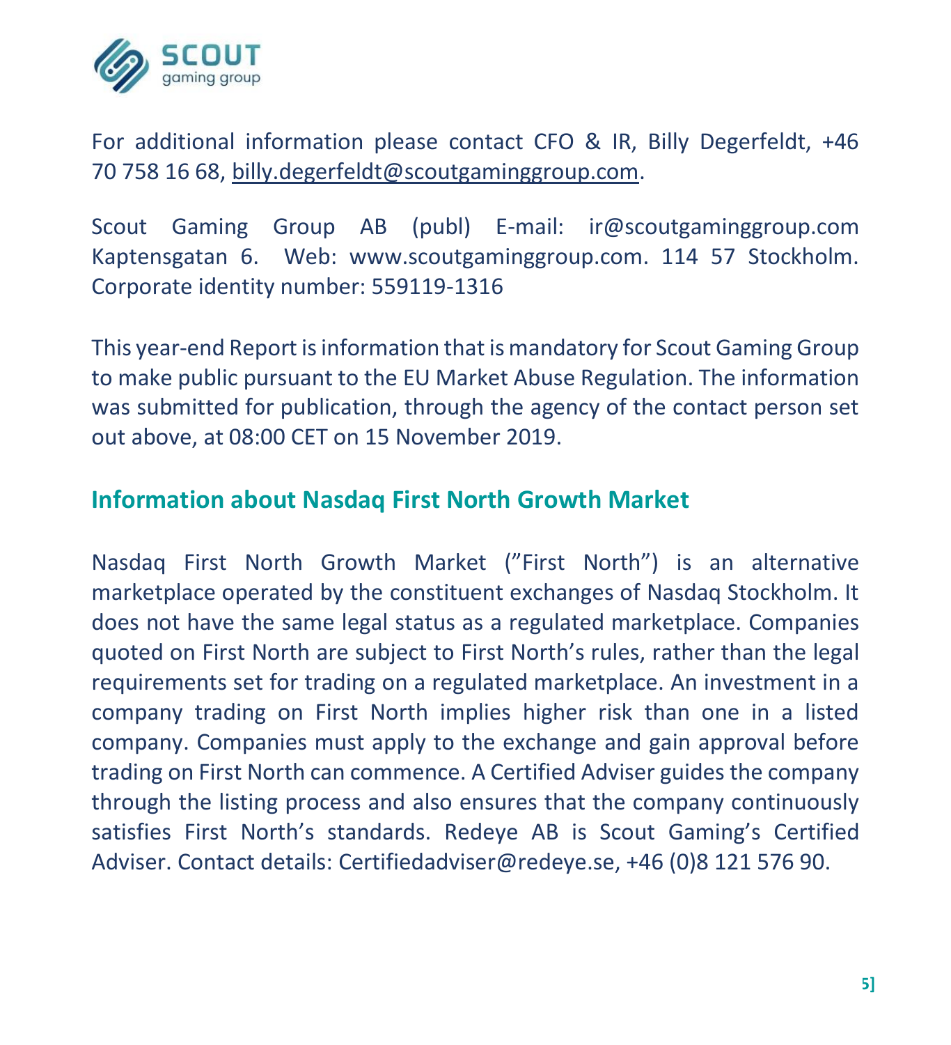For additional information please contact CFO & IR, Billy Degerfeldt, +46 70 758 16 68, billy.degerfeldt@scoutgaminggroup.com.

Scout Gaming Group AB (publ) E-mail: ir@scoutgaminggroup.com Kaptensgatan 6. Web: www.scoutgaminggroup.com. 114 57 Stockholm. Corporate identity number: 559119-1316

This year-end Report is information that is mandatory for Scout Gaming Group to make public pursuant to the EU Market Abuse Regulation. The information was submitted for publication, through the agency of the contact person set out above, at 08:00 CET on 15 November 2019.

## Information about Nasdaq First North Growth Market

Nasdaq First North Growth Market (”First North”) is an alternative marketplace operated by the constituent exchanges of Nasdaq Stockholm. It does not have the same legal status as a regulated marketplace. Companies quoted on First North are subject to First North’s rules, rather than the legal requirements set for trading on a regulated marketplace. An investment in a company trading on First North implies higher risk than one in a listed company. Companies must apply to the exchange and gain approval before trading on First North can commence. A Certified Adviser guides the company through the listing process and also ensures that the company continuously satisfies First North’s standards. Redeye AB is Scout Gaming’s Certified Adviser. Contact details: Certifiedadviser@redeye.se, +46 (0)8 121 576 90.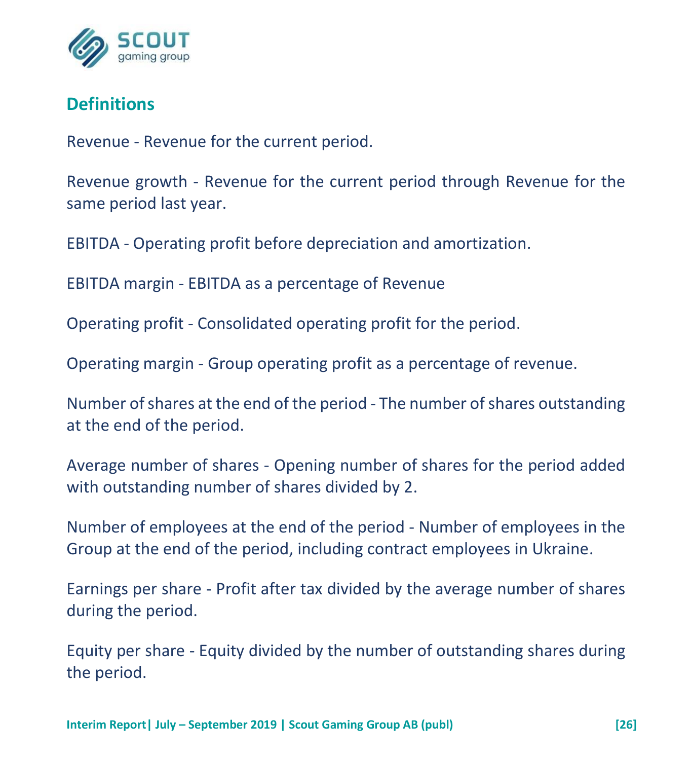## Definitions

Revenue - Revenue for the current period.

Revenue growth - Revenue for the current period through Revenue for the same period last year.

EBITDA - Operating profit before depreciation and amortization.

EBITDA margin - EBITDA as a percentage of Revenue

Operating profit - Consolidated operating profit for the period.

Operating margin - Group operating profit as a percentage of revenue.

Number of shares at the end of the period - The number of shares outstanding at the end of the period.

Average number of shares - Opening number of shares for the period added with outstanding number of shares divided by 2.

Number of employees at the end of the period - Number of employees in the Group at the end of the period, including contract employees in Ukraine.

Earnings per share - Profit after tax divided by the average number of shares during the period.

Equity per share - Equity divided by the number of outstanding shares during the period.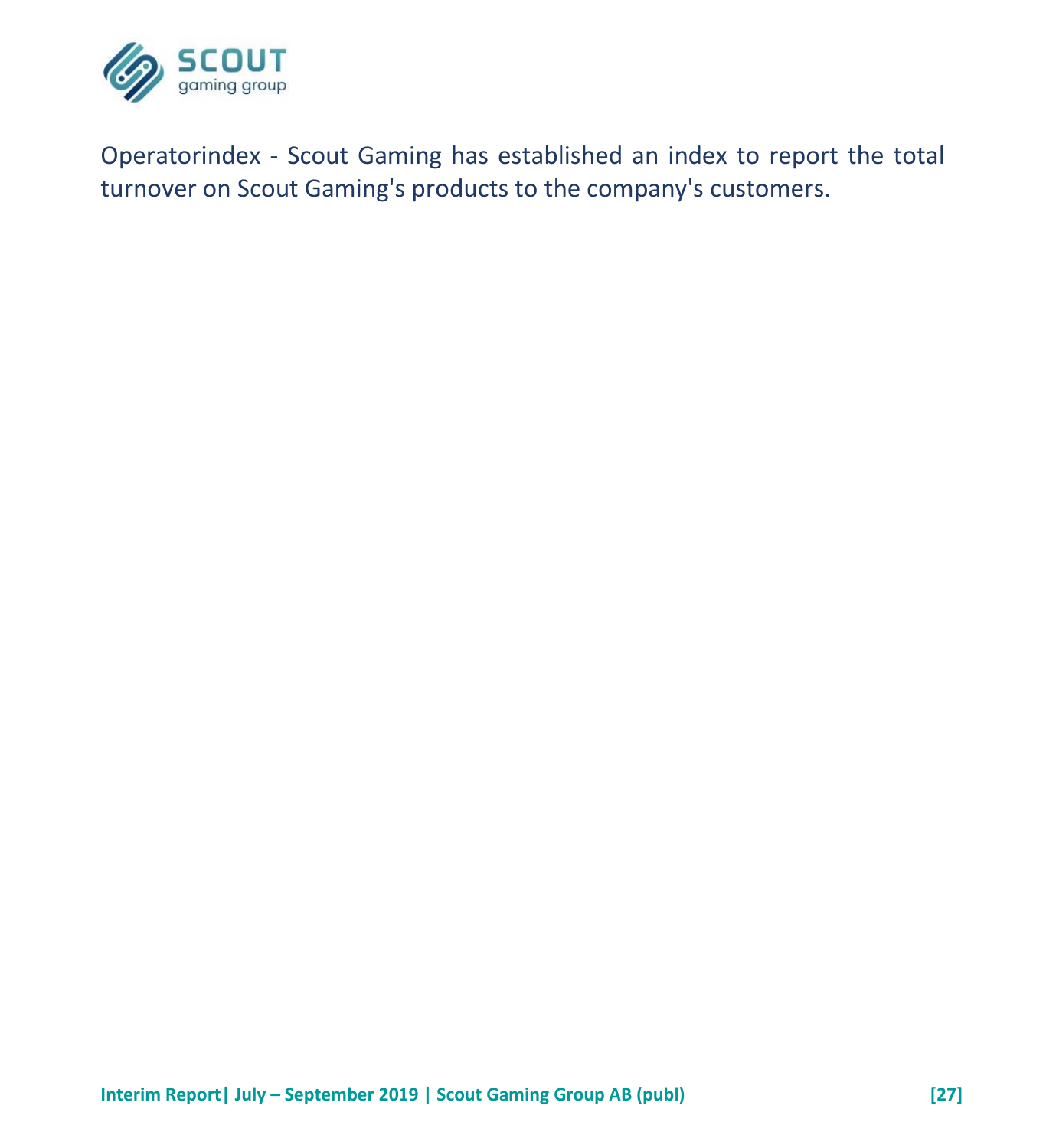Operatorindex - Scout Gaming has established an index to report the total turnover on Scout Gaming's products to the company's customers.